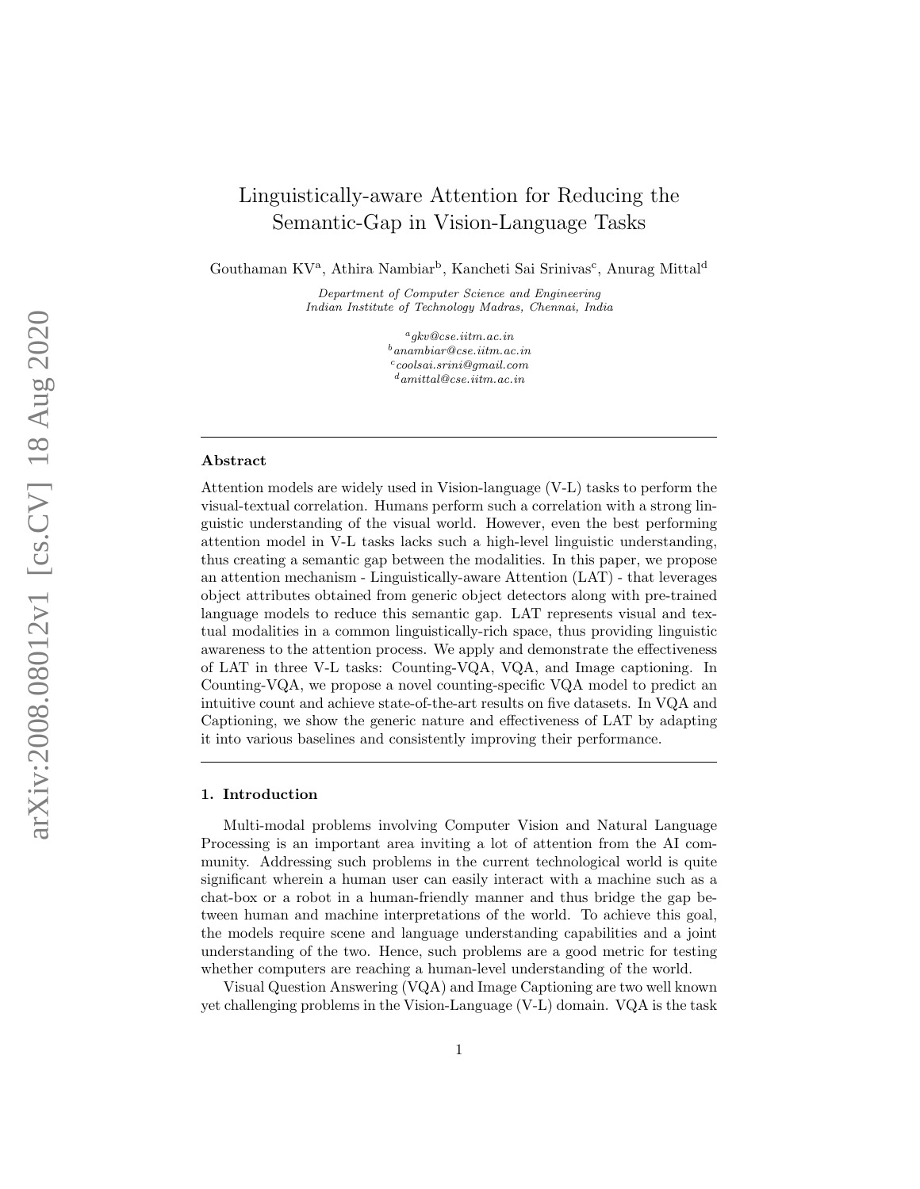# Linguistically-aware Attention for Reducing the Semantic-Gap in Vision-Language Tasks

Gouthaman KV[a], Athira Nambiar[b], Kancheti Sai Srinivas[c], Anurag Mittal[d]

*Department of Computer Science and Engineering*
*Indian Institute of Technology Madras, Chennai, India*

[a]*gkv@cse.iitm.ac.in*
[b]*anambiar@cse.iitm.ac.in*
[c]*coolsai.srini@gmail.com*
[d]*amittal@cse.iitm.ac.in*

---

## Abstract

Attention models are widely used in Vision-language (V-L) tasks to perform the visual-textual correlation. Humans perform such a correlation with a strong linguistic understanding of the visual world. However, even the best performing attention model in V-L tasks lacks such a high-level linguistic understanding, thus creating a semantic gap between the modalities. In this paper, we propose an attention mechanism - Linguistically-aware Attention (LAT) - that leverages object attributes obtained from generic object detectors along with pre-trained language models to reduce this semantic gap. LAT represents visual and textual modalities in a common linguistically-rich space, thus providing linguistic awareness to the attention process. We apply and demonstrate the effectiveness of LAT in three V-L tasks: Counting-VQA, VQA, and Image captioning. In Counting-VQA, we propose a novel counting-specific VQA model to predict an intuitive count and achieve state-of-the-art results on five datasets. In VQA and Captioning, we show the generic nature and effectiveness of LAT by adapting it into various baselines and consistently improving their performance.

---

## 1. Introduction

Multi-modal problems involving Computer Vision and Natural Language Processing is an important area inviting a lot of attention from the AI community. Addressing such problems in the current technological world is quite significant wherein a human user can easily interact with a machine such as a chat-box or a robot in a human-friendly manner and thus bridge the gap between human and machine interpretations of the world. To achieve this goal, the models require scene and language understanding capabilities and a joint understanding of the two. Hence, such problems are a good metric for testing whether computers are reaching a human-level understanding of the world.

Visual Question Answering (VQA) and Image Captioning are two well known yet challenging problems in the Vision-Language (V-L) domain. VQA is the task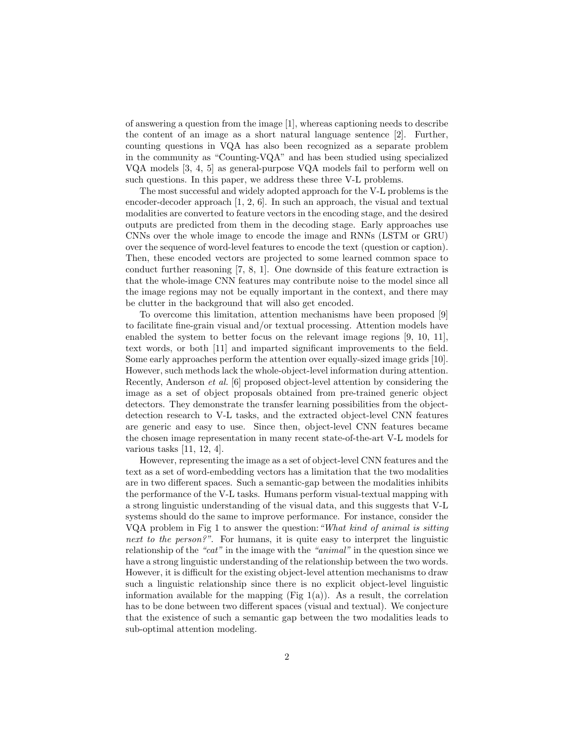of answering a question from the image [1], whereas captioning needs to describe the content of an image as a short natural language sentence [2]. Further, counting questions in VQA has also been recognized as a separate problem in the community as "Counting-VQA" and has been studied using specialized VQA models [3, 4, 5] as general-purpose VQA models fail to perform well on such questions. In this paper, we address these three V-L problems.

The most successful and widely adopted approach for the V-L problems is the encoder-decoder approach [1, 2, 6]. In such an approach, the visual and textual modalities are converted to feature vectors in the encoding stage, and the desired outputs are predicted from them in the decoding stage. Early approaches use CNNs over the whole image to encode the image and RNNs (LSTM or GRU) over the sequence of word-level features to encode the text (question or caption). Then, these encoded vectors are projected to some learned common space to conduct further reasoning [7, 8, 1]. One downside of this feature extraction is that the whole-image CNN features may contribute noise to the model since all the image regions may not be equally important in the context, and there may be clutter in the background that will also get encoded.

To overcome this limitation, attention mechanisms have been proposed [9] to facilitate fine-grain visual and/or textual processing. Attention models have enabled the system to better focus on the relevant image regions [9, 10, 11], text words, or both [11] and imparted significant improvements to the field. Some early approaches perform the attention over equally-sized image grids [10]. However, such methods lack the whole-object-level information during attention. Recently, Anderson *et al.* [6] proposed object-level attention by considering the image as a set of object proposals obtained from pre-trained generic object detectors. They demonstrate the transfer learning possibilities from the object-detection research to V-L tasks, and the extracted object-level CNN features are generic and easy to use. Since then, object-level CNN features became the chosen image representation in many recent state-of-the-art V-L models for various tasks [11, 12, 4].

However, representing the image as a set of object-level CNN features and the text as a set of word-embedding vectors has a limitation that the two modalities are in two different spaces. Such a semantic-gap between the modalities inhibits the performance of the V-L tasks. Humans perform visual-textual mapping with a strong linguistic understanding of the visual data, and this suggests that V-L systems should do the same to improve performance. For instance, consider the VQA problem in Fig 1 to answer the question: *"What kind of animal is sitting next to the person?"*. For humans, it is quite easy to interpret the linguistic relationship of the *"cat"* in the image with the *"animal"* in the question since we have a strong linguistic understanding of the relationship between the two words. However, it is difficult for the existing object-level attention mechanisms to draw such a linguistic relationship since there is no explicit object-level linguistic information available for the mapping (Fig 1(a)). As a result, the correlation has to be done between two different spaces (visual and textual). We conjecture that the existence of such a semantic gap between the two modalities leads to sub-optimal attention modeling.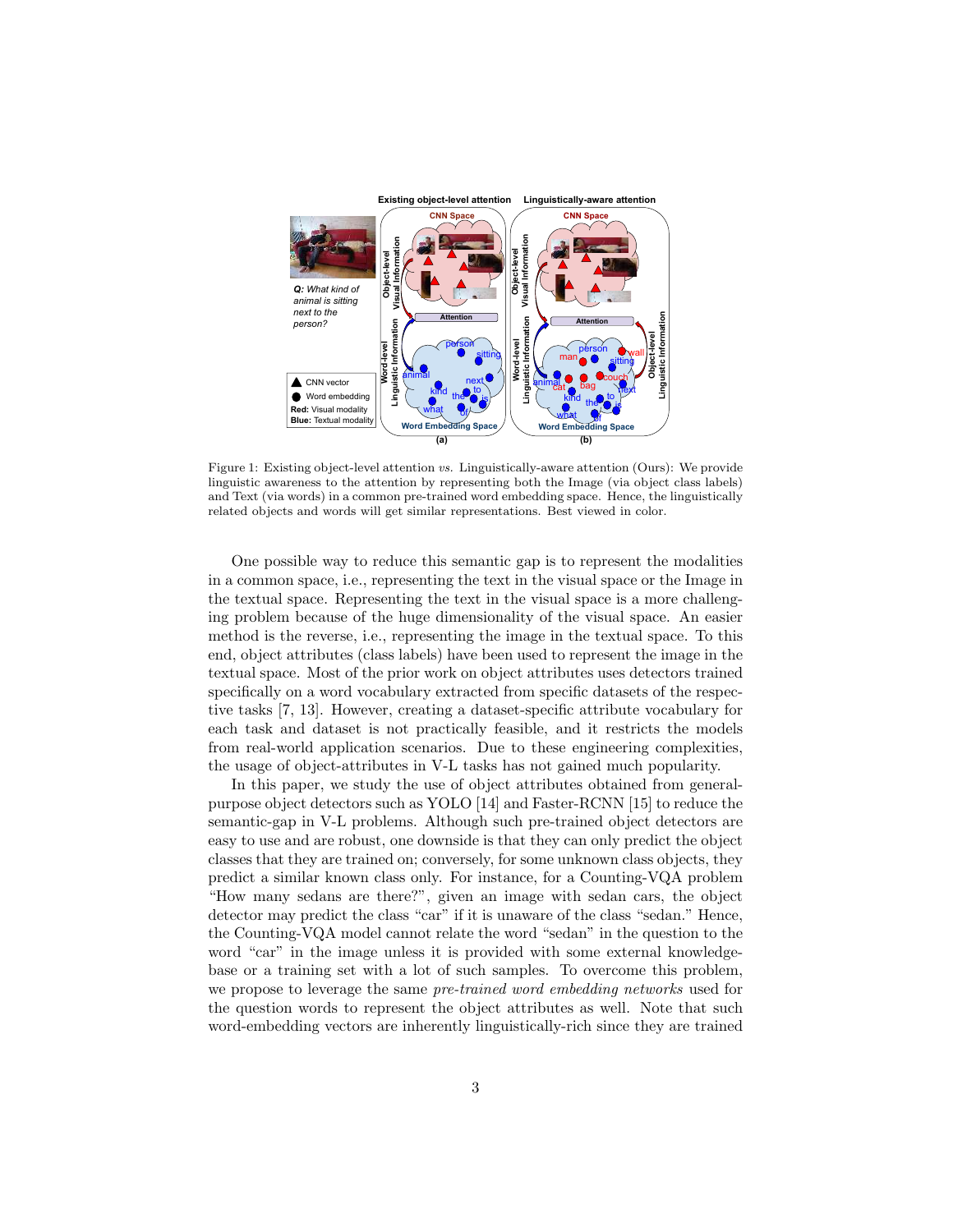Figure 1: Existing object-level attention *vs.* Linguistically-aware attention (Ours): We provide linguistic awareness to the attention by representing both the Image (via object class labels) and Text (via words) in a common pre-trained word embedding space. Hence, the linguistically related objects and words will get similar representations. Best viewed in color.

One possible way to reduce this semantic gap is to represent the modalities in a common space, i.e., representing the text in the visual space or the Image in the textual space. Representing the text in the visual space is a more challenging problem because of the huge dimensionality of the visual space. An easier method is the reverse, i.e., representing the image in the textual space. To this end, object attributes (class labels) have been used to represent the image in the textual space. Most of the prior work on object attributes uses detectors trained specifically on a word vocabulary extracted from specific datasets of the respective tasks [7, 13]. However, creating a dataset-specific attribute vocabulary for each task and dataset is not practically feasible, and it restricts the models from real-world application scenarios. Due to these engineering complexities, the usage of object-attributes in V-L tasks has not gained much popularity.

In this paper, we study the use of object attributes obtained from general-purpose object detectors such as YOLO [14] and Faster-RCNN [15] to reduce the semantic-gap in V-L problems. Although such pre-trained object detectors are easy to use and are robust, one downside is that they can only predict the object classes that they are trained on; conversely, for some unknown class objects, they predict a similar known class only. For instance, for a Counting-VQA problem "How many sedans are there?", given an image with sedan cars, the object detector may predict the class "car" if it is unaware of the class "sedan." Hence, the Counting-VQA model cannot relate the word "sedan" in the question to the word "car" in the image unless it is provided with some external knowledge-base or a training set with a lot of such samples. To overcome this problem, we propose to leverage the same *pre-trained word embedding networks* used for the question words to represent the object attributes as well. Note that such word-embedding vectors are inherently linguistically-rich since they are trained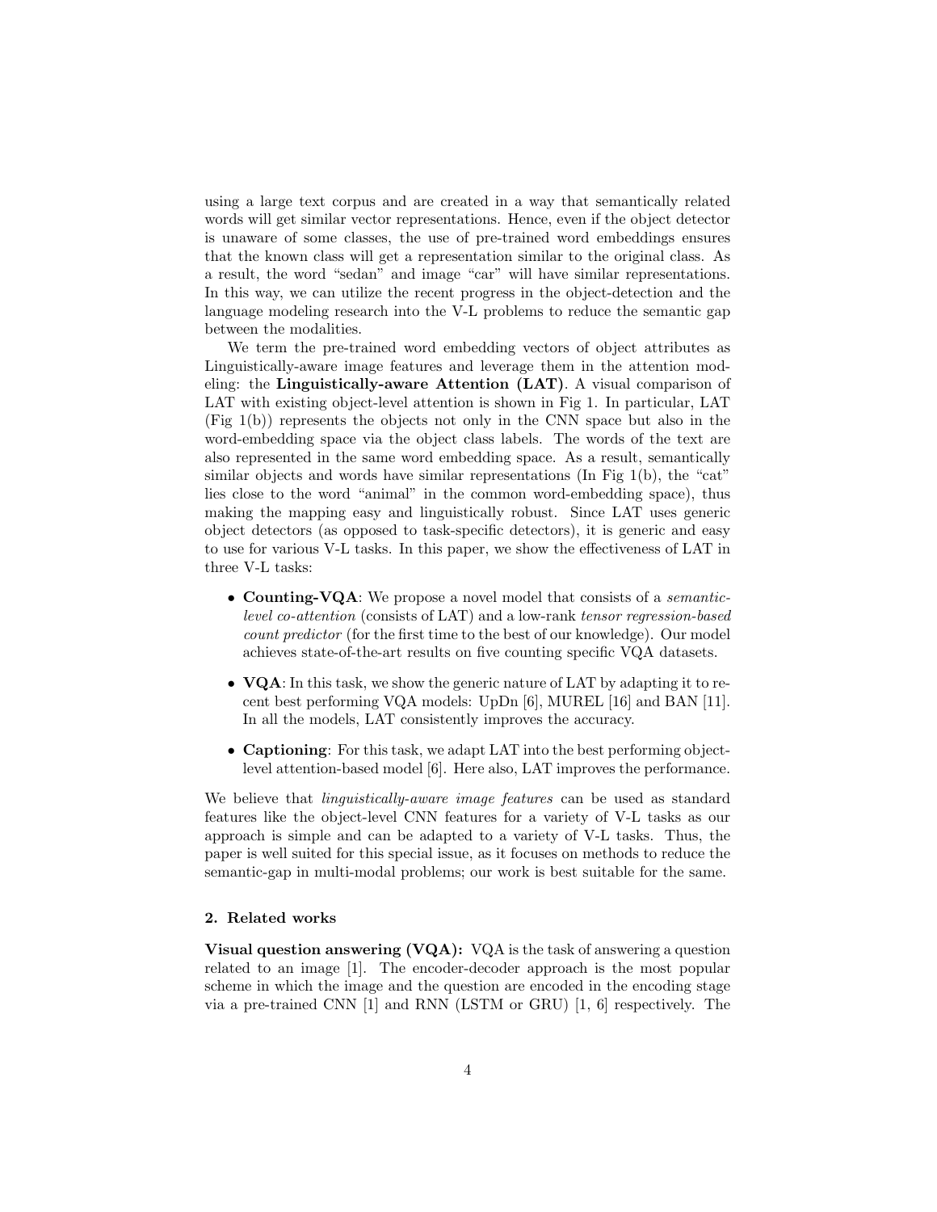using a large text corpus and are created in a way that semantically related words will get similar vector representations. Hence, even if the object detector is unaware of some classes, the use of pre-trained word embeddings ensures that the known class will get a representation similar to the original class. As a result, the word "sedan" and image "car" will have similar representations. In this way, we can utilize the recent progress in the object-detection and the language modeling research into the V-L problems to reduce the semantic gap between the modalities.

We term the pre-trained word embedding vectors of object attributes as Linguistically-aware image features and leverage them in the attention modeling: the **Linguistically-aware Attention (LAT)**. A visual comparison of LAT with existing object-level attention is shown in Fig 1. In particular, LAT (Fig 1(b)) represents the objects not only in the CNN space but also in the word-embedding space via the object class labels. The words of the text are also represented in the same word embedding space. As a result, semantically similar objects and words have similar representations (In Fig 1(b), the "cat" lies close to the word "animal" in the common word-embedding space), thus making the mapping easy and linguistically robust. Since LAT uses generic object detectors (as opposed to task-specific detectors), it is generic and easy to use for various V-L tasks. In this paper, we show the effectiveness of LAT in three V-L tasks:

- **Counting-VQA**: We propose a novel model that consists of a *semantic-level co-attention* (consists of LAT) and a low-rank *tensor regression-based count predictor* (for the first time to the best of our knowledge). Our model achieves state-of-the-art results on five counting specific VQA datasets.
- **VQA**: In this task, we show the generic nature of LAT by adapting it to recent best performing VQA models: UpDn [6], MUREL [16] and BAN [11]. In all the models, LAT consistently improves the accuracy.
- **Captioning**: For this task, we adapt LAT into the best performing object-level attention-based model [6]. Here also, LAT improves the performance.

We believe that *linguistically-aware image features* can be used as standard features like the object-level CNN features for a variety of V-L tasks as our approach is simple and can be adapted to a variety of V-L tasks. Thus, the paper is well suited for this special issue, as it focuses on methods to reduce the semantic-gap in multi-modal problems; our work is best suitable for the same.

## 2. Related works

**Visual question answering (VQA):** VQA is the task of answering a question related to an image [1]. The encoder-decoder approach is the most popular scheme in which the image and the question are encoded in the encoding stage via a pre-trained CNN [1] and RNN (LSTM or GRU) [1, 6] respectively. The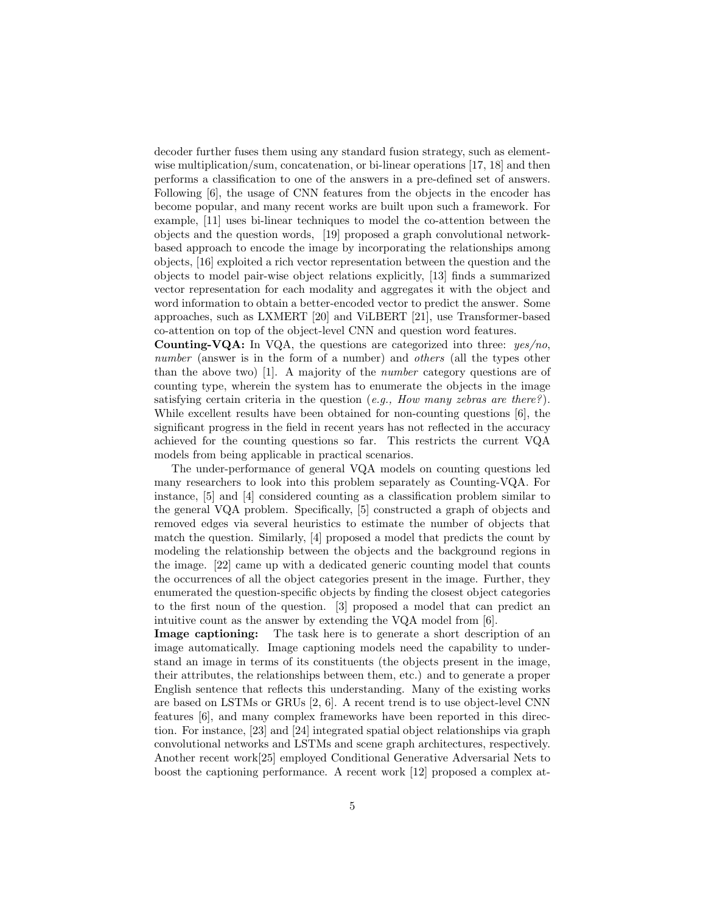decoder further fuses them using any standard fusion strategy, such as element-wise multiplication/sum, concatenation, or bi-linear operations [17, 18] and then performs a classification to one of the answers in a pre-defined set of answers. Following [6], the usage of CNN features from the objects in the encoder has become popular, and many recent works are built upon such a framework. For example, [11] uses bi-linear techniques to model the co-attention between the objects and the question words, [19] proposed a graph convolutional network-based approach to encode the image by incorporating the relationships among objects, [16] exploited a rich vector representation between the question and the objects to model pair-wise object relations explicitly, [13] finds a summarized vector representation for each modality and aggregates it with the object and word information to obtain a better-encoded vector to predict the answer. Some approaches, such as LXMERT [20] and ViLBERT [21], use Transformer-based co-attention on top of the object-level CNN and question word features.

**Counting-VQA:** In VQA, the questions are categorized into three: *yes/no*, *number* (answer is in the form of a number) and *others* (all the types other than the above two) [1]. A majority of the *number* category questions are of counting type, wherein the system has to enumerate the objects in the image satisfying certain criteria in the question (*e.g., How many zebras are there?*). While excellent results have been obtained for non-counting questions [6], the significant progress in the field in recent years has not reflected in the accuracy achieved for the counting questions so far. This restricts the current VQA models from being applicable in practical scenarios.

The under-performance of general VQA models on counting questions led many researchers to look into this problem separately as Counting-VQA. For instance, [5] and [4] considered counting as a classification problem similar to the general VQA problem. Specifically, [5] constructed a graph of objects and removed edges via several heuristics to estimate the number of objects that match the question. Similarly, [4] proposed a model that predicts the count by modeling the relationship between the objects and the background regions in the image. [22] came up with a dedicated generic counting model that counts the occurrences of all the object categories present in the image. Further, they enumerated the question-specific objects by finding the closest object categories to the first noun of the question. [3] proposed a model that can predict an intuitive count as the answer by extending the VQA model from [6].

**Image captioning:** The task here is to generate a short description of an image automatically. Image captioning models need the capability to understand an image in terms of its constituents (the objects present in the image, their attributes, the relationships between them, etc.) and to generate a proper English sentence that reflects this understanding. Many of the existing works are based on LSTMs or GRUs [2, 6]. A recent trend is to use object-level CNN features [6], and many complex frameworks have been reported in this direction. For instance, [23] and [24] integrated spatial object relationships via graph convolutional networks and LSTMs and scene graph architectures, respectively. Another recent work[25] employed Conditional Generative Adversarial Nets to boost the captioning performance. A recent work [12] proposed a complex at-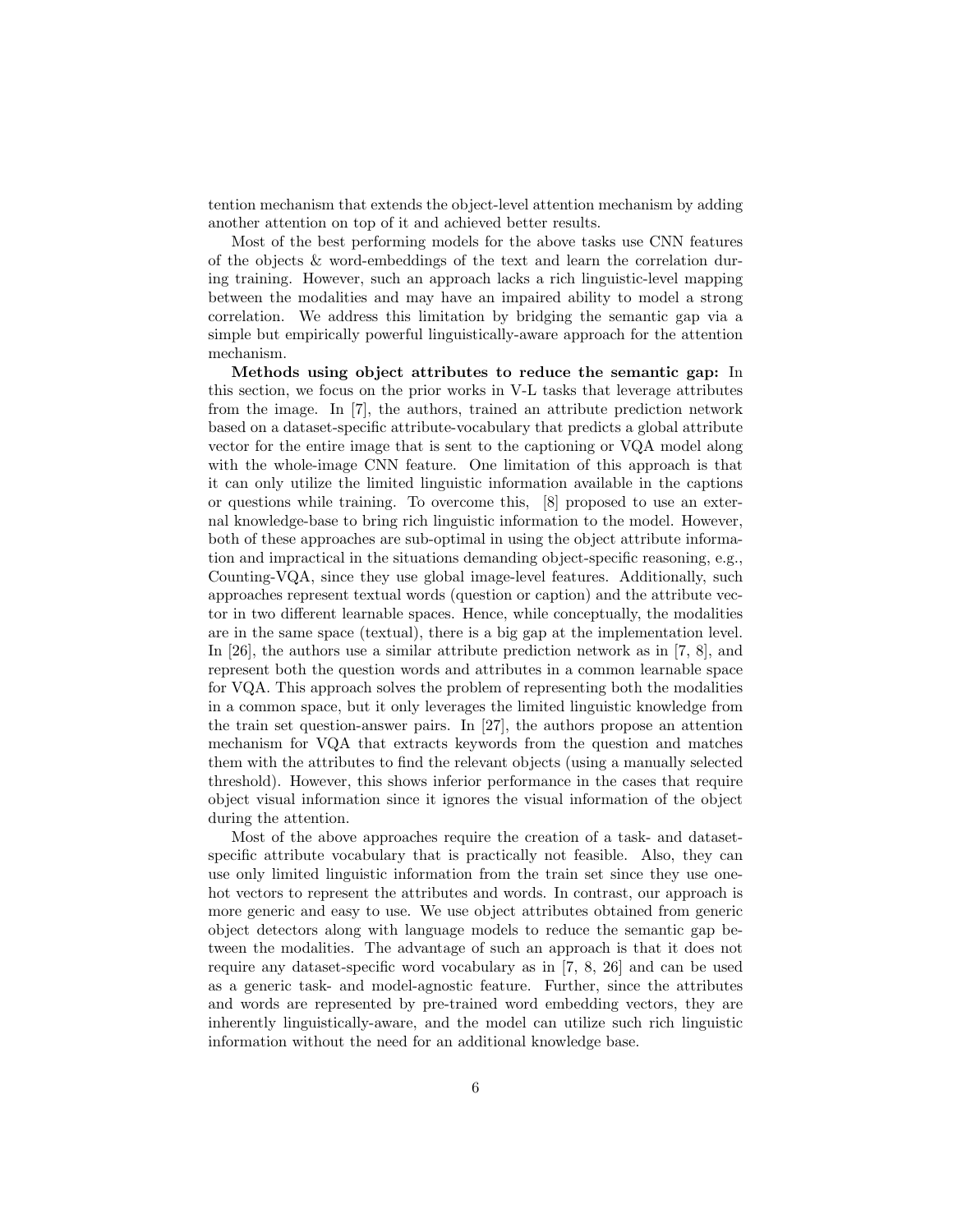tention mechanism that extends the object-level attention mechanism by adding another attention on top of it and achieved better results.

Most of the best performing models for the above tasks use CNN features of the objects & word-embeddings of the text and learn the correlation during training. However, such an approach lacks a rich linguistic-level mapping between the modalities and may have an impaired ability to model a strong correlation. We address this limitation by bridging the semantic gap via a simple but empirically powerful linguistically-aware approach for the attention mechanism.

**Methods using object attributes to reduce the semantic gap:** In this section, we focus on the prior works in V-L tasks that leverage attributes from the image. In [7], the authors, trained an attribute prediction network based on a dataset-specific attribute-vocabulary that predicts a global attribute vector for the entire image that is sent to the captioning or VQA model along with the whole-image CNN feature. One limitation of this approach is that it can only utilize the limited linguistic information available in the captions or questions while training. To overcome this, [8] proposed to use an external knowledge-base to bring rich linguistic information to the model. However, both of these approaches are sub-optimal in using the object attribute information and impractical in the situations demanding object-specific reasoning, e.g., Counting-VQA, since they use global image-level features. Additionally, such approaches represent textual words (question or caption) and the attribute vector in two different learnable spaces. Hence, while conceptually, the modalities are in the same space (textual), there is a big gap at the implementation level. In [26], the authors use a similar attribute prediction network as in [7, 8], and represent both the question words and attributes in a common learnable space for VQA. This approach solves the problem of representing both the modalities in a common space, but it only leverages the limited linguistic knowledge from the train set question-answer pairs. In [27], the authors propose an attention mechanism for VQA that extracts keywords from the question and matches them with the attributes to find the relevant objects (using a manually selected threshold). However, this shows inferior performance in the cases that require object visual information since it ignores the visual information of the object during the attention.

Most of the above approaches require the creation of a task- and dataset-specific attribute vocabulary that is practically not feasible. Also, they can use only limited linguistic information from the train set since they use one-hot vectors to represent the attributes and words. In contrast, our approach is more generic and easy to use. We use object attributes obtained from generic object detectors along with language models to reduce the semantic gap between the modalities. The advantage of such an approach is that it does not require any dataset-specific word vocabulary as in [7, 8, 26] and can be used as a generic task- and model-agnostic feature. Further, since the attributes and words are represented by pre-trained word embedding vectors, they are inherently linguistically-aware, and the model can utilize such rich linguistic information without the need for an additional knowledge base.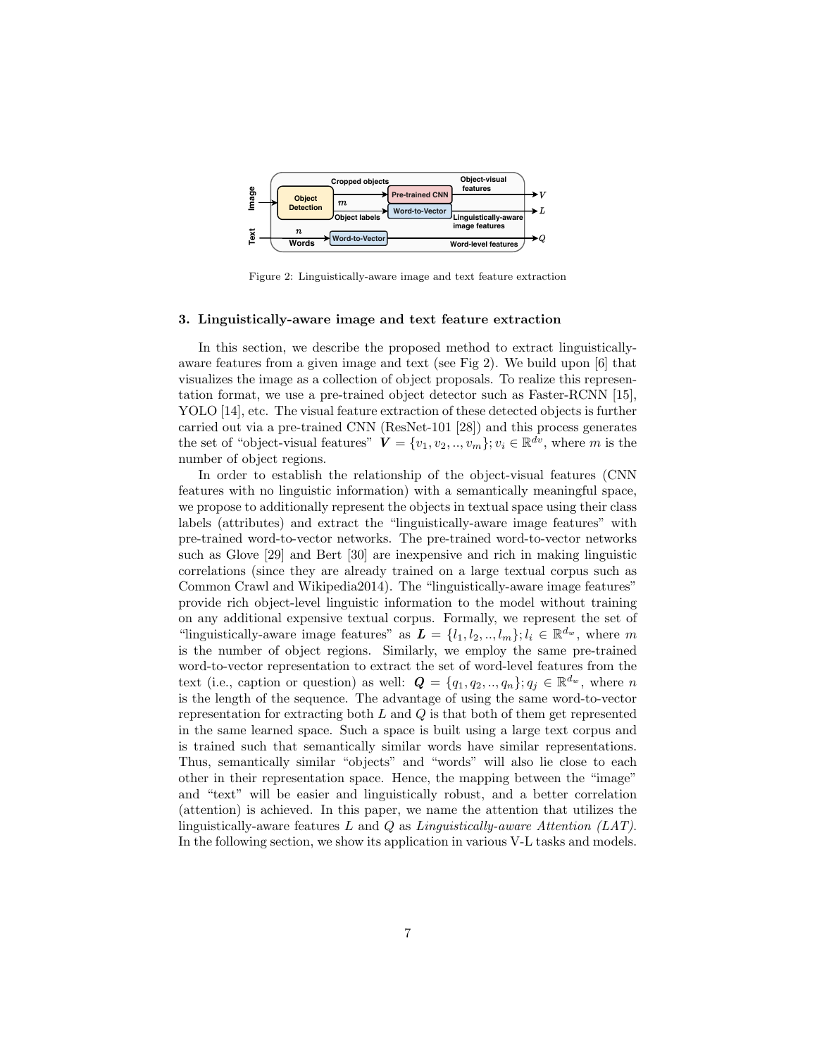Figure 2: Linguistically-aware image and text feature extraction

## 3. Linguistically-aware image and text feature extraction

In this section, we describe the proposed method to extract linguistically-aware features from a given image and text (see Fig 2). We build upon [6] that visualizes the image as a collection of object proposals. To realize this representation format, we use a pre-trained object detector such as Faster-RCNN [15], YOLO [14], etc. The visual feature extraction of these detected objects is further carried out via a pre-trained CNN (ResNet-101 [28]) and this process generates the set of "object-visual features" $\boldsymbol{V} = \{v_1, v_2, .., v_m\}; v_i \in \mathbb{R}^{dv}$, where $m$ is the number of object regions.

In order to establish the relationship of the object-visual features (CNN features with no linguistic information) with a semantically meaningful space, we propose to additionally represent the objects in textual space using their class labels (attributes) and extract the "linguistically-aware image features" with pre-trained word-to-vector networks. The pre-trained word-to-vector networks such as Glove [29] and Bert [30] are inexpensive and rich in making linguistic correlations (since they are already trained on a large textual corpus such as Common Crawl and Wikipedia2014). The "linguistically-aware image features" provide rich object-level linguistic information to the model without training on any additional expensive textual corpus. Formally, we represent the set of "linguistically-aware image features" as $\boldsymbol{L} = \{l_1, l_2, .., l_m\}; l_i \in \mathbb{R}^{d_w}$, where $m$ is the number of object regions. Similarly, we employ the same pre-trained word-to-vector representation to extract the set of word-level features from the text (i.e., caption or question) as well: $\boldsymbol{Q} = \{q_1, q_2, .., q_n\}; q_j \in \mathbb{R}^{d_w}$, where $n$ is the length of the sequence. The advantage of using the same word-to-vector representation for extracting both $L$ and $Q$ is that both of them get represented in the same learned space. Such a space is built using a large text corpus and is trained such that semantically similar words have similar representations. Thus, semantically similar "objects" and "words" will also lie close to each other in their representation space. Hence, the mapping between the "image" and "text" will be easier and linguistically robust, and a better correlation (attention) is achieved. In this paper, we name the attention that utilizes the linguistically-aware features $L$ and $Q$ as *Linguistically-aware Attention (LAT)*. In the following section, we show its application in various V-L tasks and models.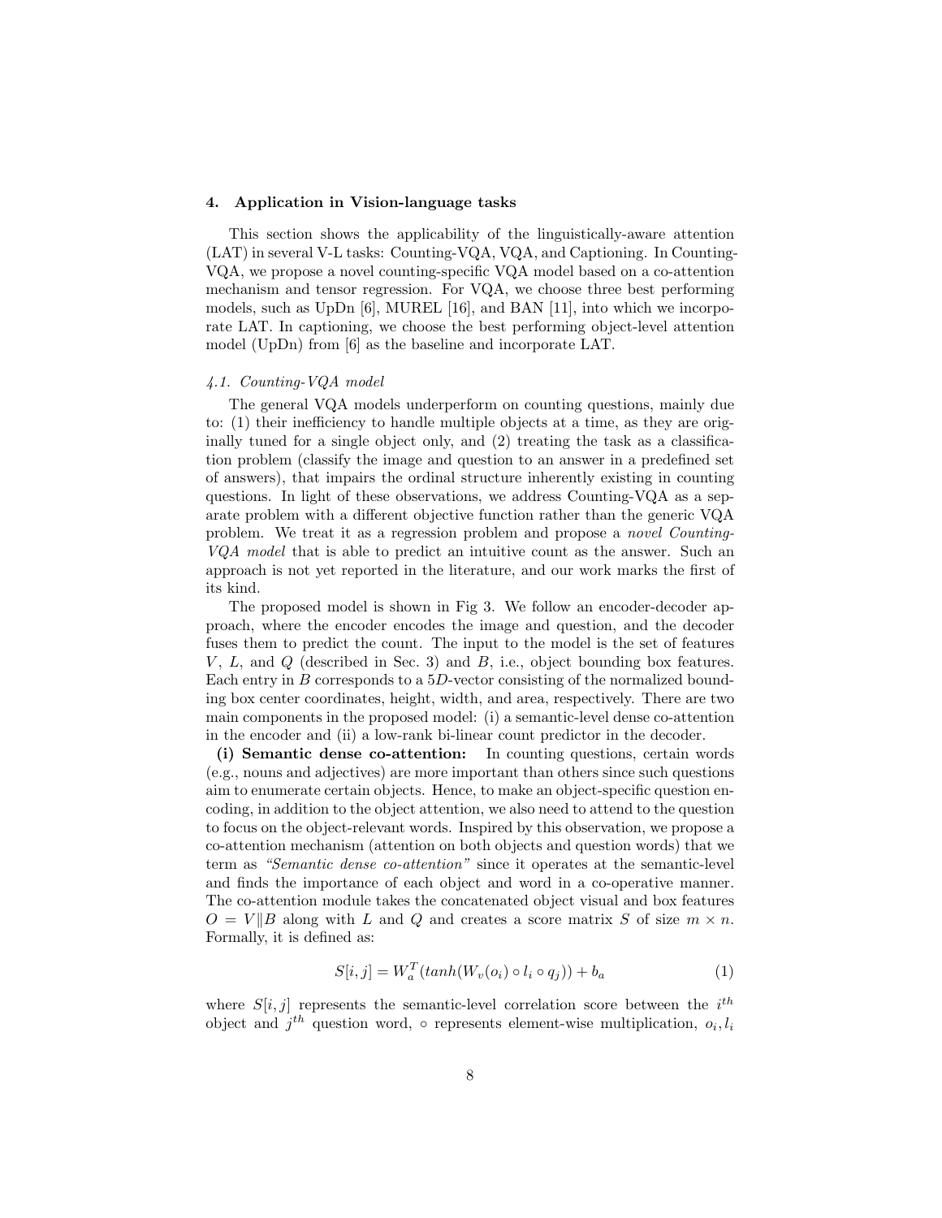## 4. Application in Vision-language tasks

This section shows the applicability of the linguistically-aware attention (LAT) in several V-L tasks: Counting-VQA, VQA, and Captioning. In Counting-VQA, we propose a novel counting-specific VQA model based on a co-attention mechanism and tensor regression. For VQA, we choose three best performing models, such as UpDn [6], MUREL [16], and BAN [11], into which we incorporate LAT. In captioning, we choose the best performing object-level attention model (UpDn) from [6] as the baseline and incorporate LAT.

### 4.1. Counting-VQA model

The general VQA models underperform on counting questions, mainly due to: (1) their inefficiency to handle multiple objects at a time, as they are originally tuned for a single object only, and (2) treating the task as a classification problem (classify the image and question to an answer in a predefined set of answers), that impairs the ordinal structure inherently existing in counting questions. In light of these observations, we address Counting-VQA as a separate problem with a different objective function rather than the generic VQA problem. We treat it as a regression problem and propose a *novel Counting-VQA model* that is able to predict an intuitive count as the answer. Such an approach is not yet reported in the literature, and our work marks the first of its kind.

The proposed model is shown in Fig 3. We follow an encoder-decoder approach, where the encoder encodes the image and question, and the decoder fuses them to predict the count. The input to the model is the set of features $V$, $L$, and $Q$ (described in Sec. 3) and $B$, i.e., object bounding box features. Each entry in $B$ corresponds to a $5D$-vector consisting of the normalized bounding box center coordinates, height, width, and area, respectively. There are two main components in the proposed model: (i) a semantic-level dense co-attention in the encoder and (ii) a low-rank bi-linear count predictor in the decoder.

**(i) Semantic dense co-attention:** In counting questions, certain words (e.g., nouns and adjectives) are more important than others since such questions aim to enumerate certain objects. Hence, to make an object-specific question encoding, in addition to the object attention, we also need to attend to the question to focus on the object-relevant words. Inspired by this observation, we propose a co-attention mechanism (attention on both objects and question words) that we term as *"Semantic dense co-attention"* since it operates at the semantic-level and finds the importance of each object and word in a co-operative manner. The co-attention module takes the concatenated object visual and box features $O = V \| B$ along with $L$ and $Q$ and creates a score matrix $S$ of size $m \times n$. Formally, it is defined as:

$$S[i,j] = W_a^T(tanh(W_v(o_i) \circ l_i \circ q_j)) + b_a \tag{1}$$

where $S[i,j]$ represents the semantic-level correlation score between the $i^{th}$ object and $j^{th}$ question word, $\circ$ represents element-wise multiplication, $o_i, l_i$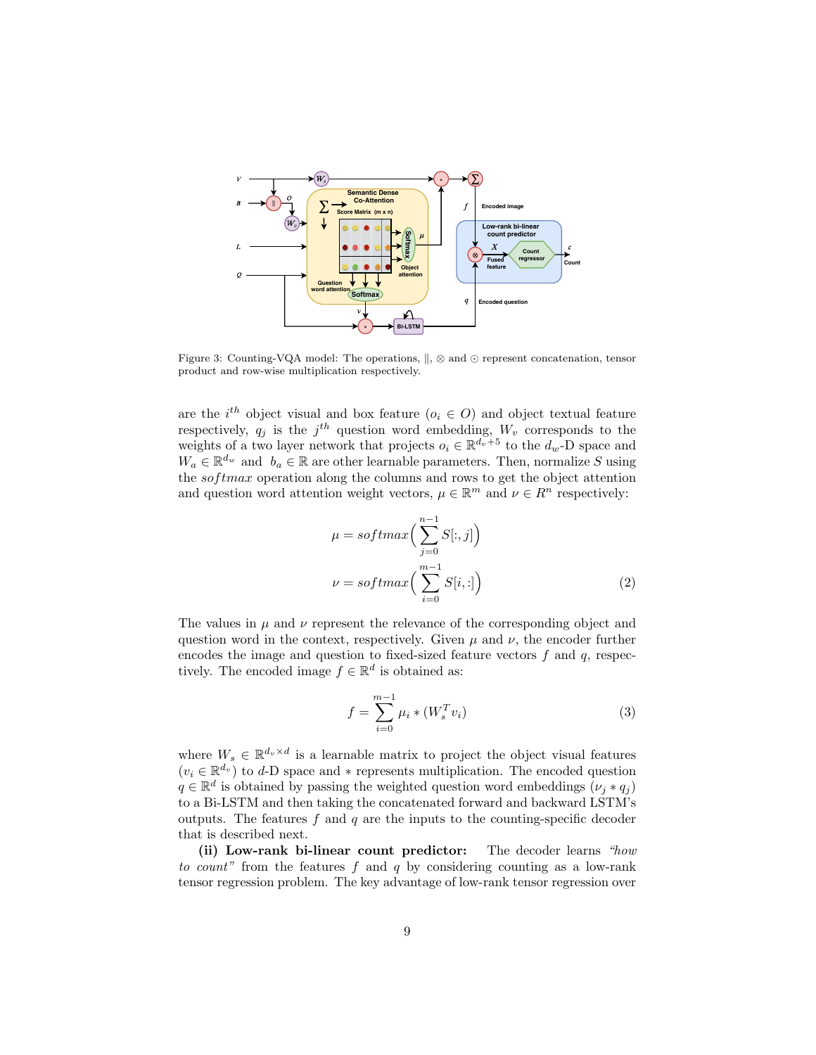Figure 3: Counting-VQA model: The operations, $\|$, $\otimes$ and $\odot$ represent concatenation, tensor product and row-wise multiplication respectively.

are the $i^{th}$ object visual and box feature ($o_i \in O$) and object textual feature respectively, $q_j$ is the $j^{th}$ question word embedding, $W_v$ corresponds to the weights of a two layer network that projects $o_i \in \mathbb{R}^{d_v+5}$ to the $d_w$-D space and $W_a \in \mathbb{R}^{d_w}$ and $b_a \in \mathbb{R}$ are other learnable parameters. Then, normalize $S$ using the *softmax* operation along the columns and rows to get the object attention and question word attention weight vectors, $\mu \in \mathbb{R}^m$ and $\nu \in R^n$ respectively:

$$\mu = softmax\Big(\sum_{j=0}^{n-1} S[:,j]\Big)$$
$$\nu = softmax\Big(\sum_{i=0}^{m-1} S[i,:]\Big) \tag{2}$$

The values in $\mu$ and $\nu$ represent the relevance of the corresponding object and question word in the context, respectively. Given $\mu$ and $\nu$, the encoder further encodes the image and question to fixed-sized feature vectors $f$ and $q$, respectively. The encoded image $f \in \mathbb{R}^d$ is obtained as:

$$f = \sum_{i=0}^{m-1} \mu_i * (W_s^T v_i) \tag{3}$$

where $W_s \in \mathbb{R}^{d_v \times d}$ is a learnable matrix to project the object visual features ($v_i \in \mathbb{R}^{d_v}$) to $d$-D space and $*$ represents multiplication. The encoded question $q \in \mathbb{R}^d$ is obtained by passing the weighted question word embeddings ($\nu_j * q_j$) to a Bi-LSTM and then taking the concatenated forward and backward LSTM's outputs. The features $f$ and $q$ are the inputs to the counting-specific decoder that is described next.

**(ii) Low-rank bi-linear count predictor:** The decoder learns *"how to count"* from the features $f$ and $q$ by considering counting as a low-rank tensor regression problem. The key advantage of low-rank tensor regression over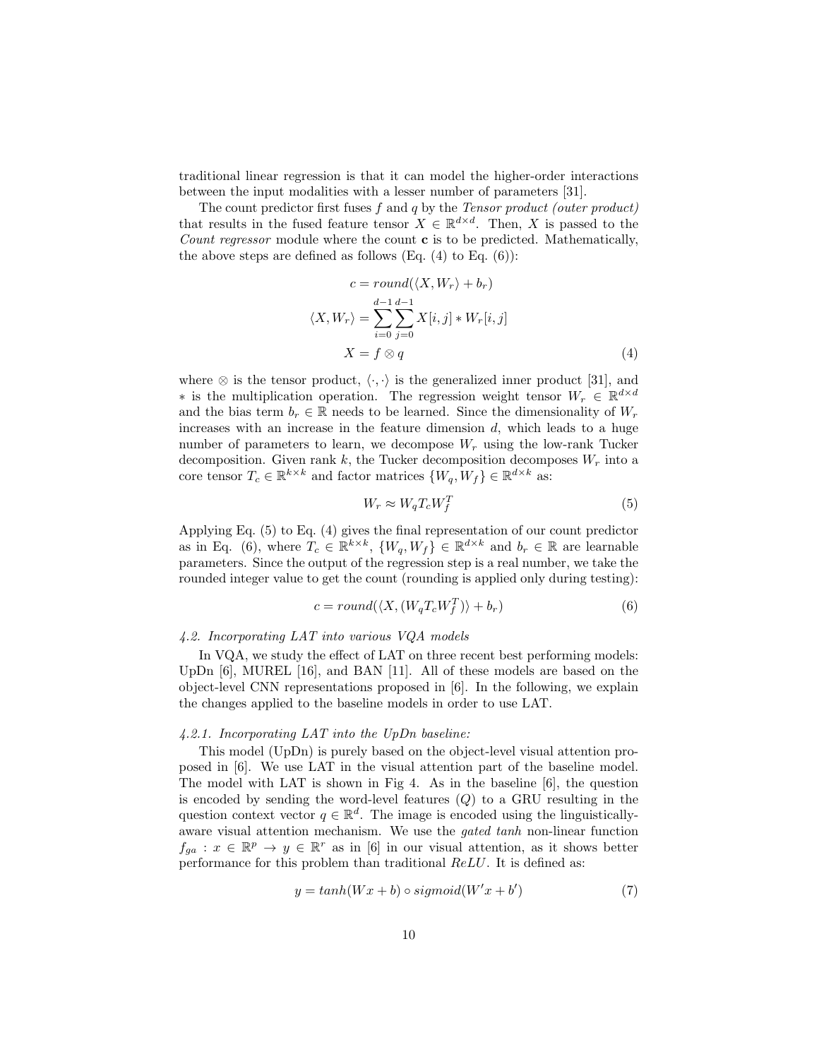traditional linear regression is that it can model the higher-order interactions between the input modalities with a lesser number of parameters [31].

The count predictor first fuses $f$ and $q$ by the *Tensor product (outer product)* that results in the fused feature tensor $X \in \mathbb{R}^{d \times d}$. Then, $X$ is passed to the *Count regressor* module where the count $\mathbf{c}$ is to be predicted. Mathematically, the above steps are defined as follows (Eq. (4) to Eq. (6)):

$$
\begin{aligned}
c &= round(\langle X, W_r \rangle + b_r) \\
\langle X, W_r \rangle &= \sum_{i=0}^{d-1} \sum_{j=0}^{d-1} X[i,j] * W_r[i,j] \\
X &= f \otimes q
\end{aligned} \tag{4}
$$

where $\otimes$ is the tensor product, $\langle \cdot, \cdot \rangle$ is the generalized inner product [31], and $*$ is the multiplication operation. The regression weight tensor $W_r \in \mathbb{R}^{d \times d}$ and the bias term $b_r \in \mathbb{R}$ needs to be learned. Since the dimensionality of $W_r$ increases with an increase in the feature dimension $d$, which leads to a huge number of parameters to learn, we decompose $W_r$ using the low-rank Tucker decomposition. Given rank $k$, the Tucker decomposition decomposes $W_r$ into a core tensor $T_c \in \mathbb{R}^{k \times k}$ and factor matrices $\{W_q, W_f\} \in \mathbb{R}^{d \times k}$ as:

$$
W_r \approx W_q T_c W_f^T \tag{5}
$$

Applying Eq. (5) to Eq. (4) gives the final representation of our count predictor as in Eq. (6), where $T_c \in \mathbb{R}^{k \times k}$, $\{W_q, W_f\} \in \mathbb{R}^{d \times k}$ and $b_r \in \mathbb{R}$ are learnable parameters. Since the output of the regression step is a real number, we take the rounded integer value to get the count (rounding is applied only during testing):

$$
c = round(\langle X, (W_q T_c W_f^T) \rangle + b_r) \tag{6}
$$

### *4.2. Incorporating LAT into various VQA models*

In VQA, we study the effect of LAT on three recent best performing models: UpDn [6], MUREL [16], and BAN [11]. All of these models are based on the object-level CNN representations proposed in [6]. In the following, we explain the changes applied to the baseline models in order to use LAT.

#### *4.2.1. Incorporating LAT into the UpDn baseline:*

This model (UpDn) is purely based on the object-level visual attention proposed in [6]. We use LAT in the visual attention part of the baseline model. The model with LAT is shown in Fig 4. As in the baseline [6], the question is encoded by sending the word-level features ($Q$) to a GRU resulting in the question context vector $q \in \mathbb{R}^d$. The image is encoded using the linguistically-aware visual attention mechanism. We use the *gated tanh* non-linear function $f_{ga} : x \in \mathbb{R}^p \to y \in \mathbb{R}^r$ as in [6] in our visual attention, as it shows better performance for this problem than traditional *ReLU*. It is defined as:

$$
y = tanh(Wx + b) \circ sigmoid(W'x + b') \tag{7}
$$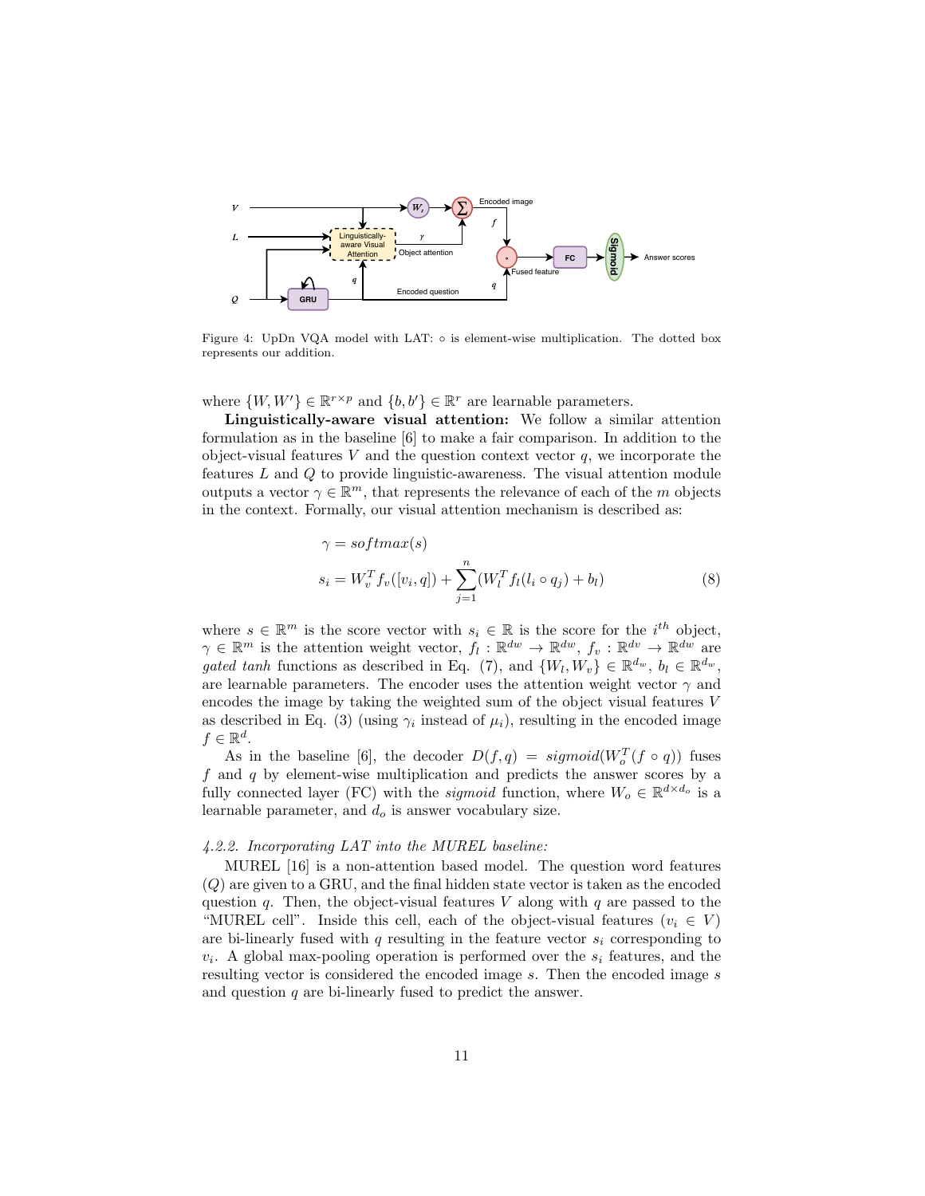Figure 4: UpDn VQA model with LAT: $\circ$ is element-wise multiplication. The dotted box represents our addition.

where $\{W, W'\} \in \mathbb{R}^{r \times p}$ and $\{b, b'\} \in \mathbb{R}^r$ are learnable parameters.

**Linguistically-aware visual attention:** We follow a similar attention formulation as in the baseline [6] to make a fair comparison. In addition to the object-visual features $V$ and the question context vector $q$, we incorporate the features $L$ and $Q$ to provide linguistic-awareness. The visual attention module outputs a vector $\gamma \in \mathbb{R}^m$, that represents the relevance of each of the $m$ objects in the context. Formally, our visual attention mechanism is described as:

$$\gamma = softmax(s)$$
$$s_i = W_v^T f_v([v_i, q]) + \sum_{j=1}^{n} (W_l^T f_l(l_i \circ q_j) + b_l) \tag{8}$$

where $s \in \mathbb{R}^m$ is the score vector with $s_i \in \mathbb{R}$ is the score for the $i^{th}$ object, $\gamma \in \mathbb{R}^m$ is the attention weight vector, $f_l : \mathbb{R}^{dw} \to \mathbb{R}^{dw}$, $f_v : \mathbb{R}^{dv} \to \mathbb{R}^{dw}$ are *gated tanh* functions as described in Eq. (7), and $\{W_l, W_v\} \in \mathbb{R}^{d_w}$, $b_l \in \mathbb{R}^{d_w}$, are learnable parameters. The encoder uses the attention weight vector $\gamma$ and encodes the image by taking the weighted sum of the object visual features $V$ as described in Eq. (3) (using $\gamma_i$ instead of $\mu_i$), resulting in the encoded image $f \in \mathbb{R}^d$.

As in the baseline [6], the decoder $D(f, q) = sigmoid(W_o^T(f \circ q))$ fuses $f$ and $q$ by element-wise multiplication and predicts the answer scores by a fully connected layer (FC) with the *sigmoid* function, where $W_o \in \mathbb{R}^{d \times d_o}$ is a learnable parameter, and $d_o$ is answer vocabulary size.

#### *4.2.2. Incorporating LAT into the MUREL baseline:*

MUREL [16] is a non-attention based model. The question word features ($Q$) are given to a GRU, and the final hidden state vector is taken as the encoded question $q$. Then, the object-visual features $V$ along with $q$ are passed to the "MUREL cell". Inside this cell, each of the object-visual features ($v_i \in V$) are bi-linearly fused with $q$ resulting in the feature vector $s_i$ corresponding to $v_i$. A global max-pooling operation is performed over the $s_i$ features, and the resulting vector is considered the encoded image $s$. Then the encoded image $s$ and question $q$ are bi-linearly fused to predict the answer.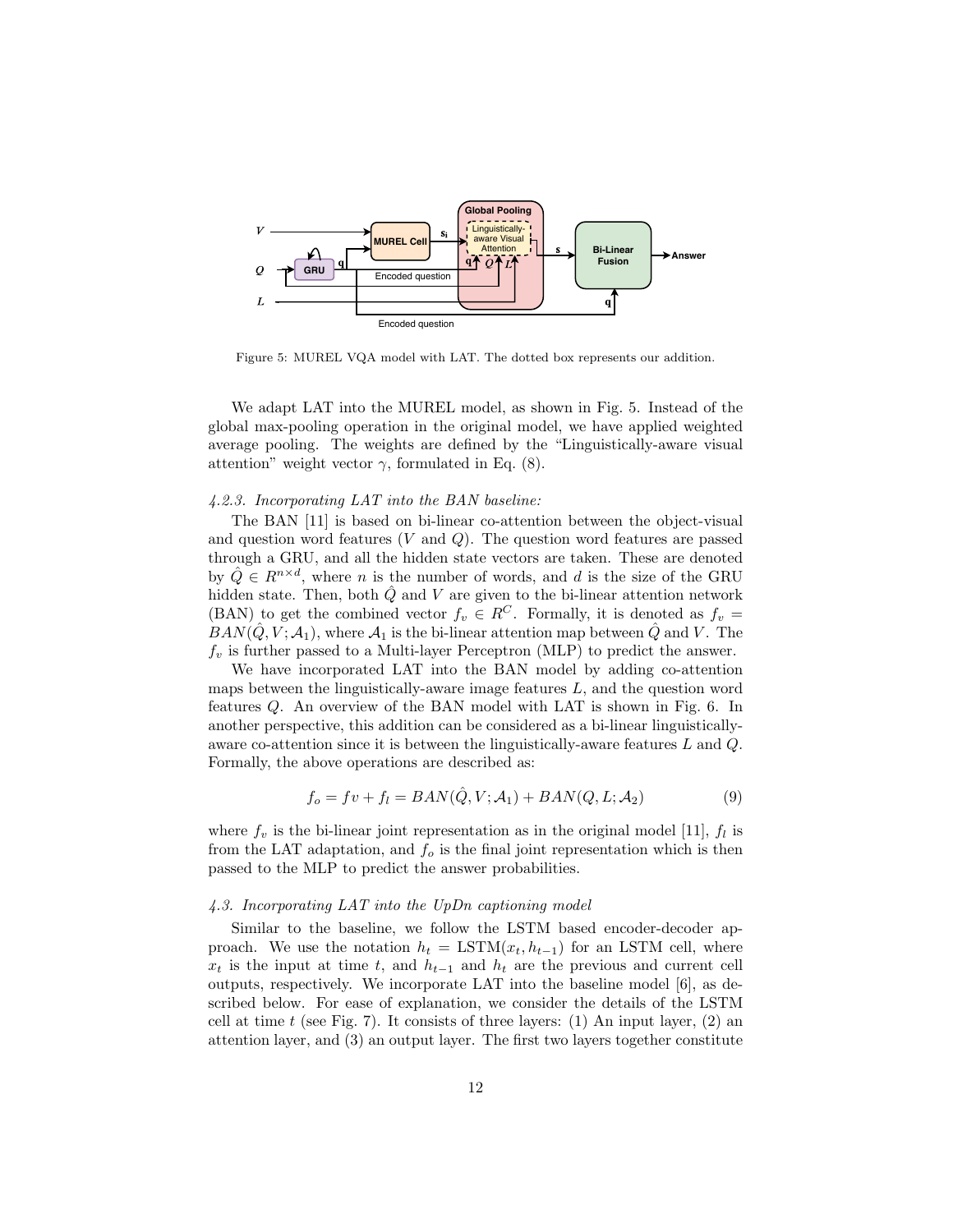Figure 5: MUREL VQA model with LAT. The dotted box represents our addition.

We adapt LAT into the MUREL model, as shown in Fig. 5. Instead of the global max-pooling operation in the original model, we have applied weighted average pooling. The weights are defined by the "Linguistically-aware visual attention" weight vector $\gamma$, formulated in Eq. (8).

#### *4.2.3. Incorporating LAT into the BAN baseline:*

The BAN [11] is based on bi-linear co-attention between the object-visual and question word features ($V$ and $Q$). The question word features are passed through a GRU, and all the hidden state vectors are taken. These are denoted by $\hat{Q} \in R^{n \times d}$, where $n$ is the number of words, and $d$ is the size of the GRU hidden state. Then, both $\hat{Q}$ and $V$ are given to the bi-linear attention network (BAN) to get the combined vector $f_v \in R^C$. Formally, it is denoted as $f_v = BAN(\hat{Q}, V; \mathcal{A}_1)$, where $\mathcal{A}_1$ is the bi-linear attention map between $\hat{Q}$ and $V$. The $f_v$ is further passed to a Multi-layer Perceptron (MLP) to predict the answer.

We have incorporated LAT into the BAN model by adding co-attention maps between the linguistically-aware image features $L$, and the question word features $Q$. An overview of the BAN model with LAT is shown in Fig. 6. In another perspective, this addition can be considered as a bi-linear linguistically-aware co-attention since it is between the linguistically-aware features $L$ and $Q$. Formally, the above operations are described as:

$$f_o = fv + f_l = BAN(\hat{Q}, V; \mathcal{A}_1) + BAN(Q, L; \mathcal{A}_2) \tag{9}$$

where $f_v$ is the bi-linear joint representation as in the original model [11], $f_l$ is from the LAT adaptation, and $f_o$ is the final joint representation which is then passed to the MLP to predict the answer probabilities.

### *4.3. Incorporating LAT into the UpDn captioning model*

Similar to the baseline, we follow the LSTM based encoder-decoder approach. We use the notation $h_t = \text{LSTM}(x_t, h_{t-1})$ for an LSTM cell, where $x_t$ is the input at time $t$, and $h_{t-1}$ and $h_t$ are the previous and current cell outputs, respectively. We incorporate LAT into the baseline model [6], as described below. For ease of explanation, we consider the details of the LSTM cell at time $t$ (see Fig. 7). It consists of three layers: (1) An input layer, (2) an attention layer, and (3) an output layer. The first two layers together constitute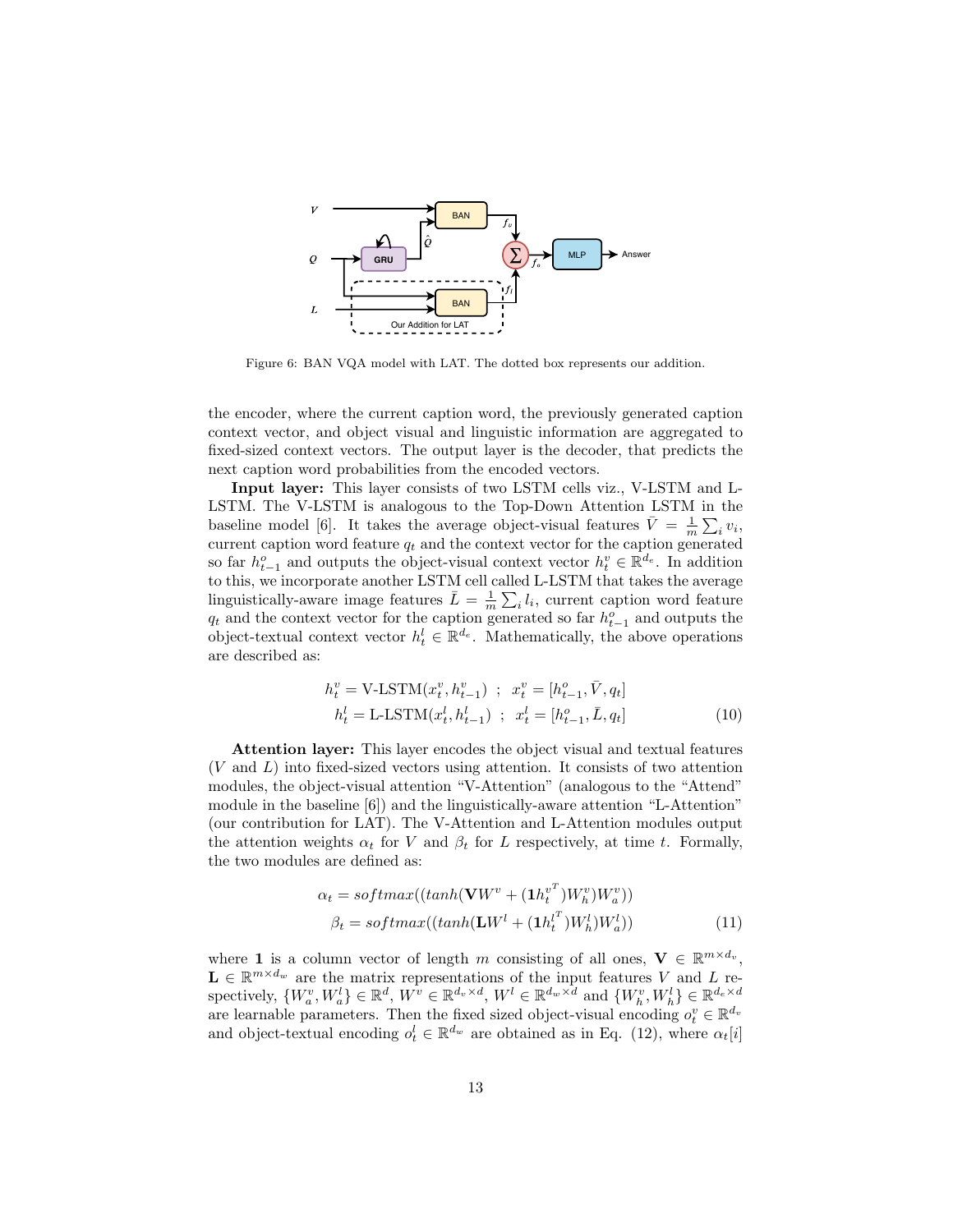Figure 6: BAN VQA model with LAT. The dotted box represents our addition.

the encoder, where the current caption word, the previously generated caption context vector, and object visual and linguistic information are aggregated to fixed-sized context vectors. The output layer is the decoder, that predicts the next caption word probabilities from the encoded vectors.

**Input layer:** This layer consists of two LSTM cells viz., V-LSTM and L-LSTM. The V-LSTM is analogous to the Top-Down Attention LSTM in the baseline model [6]. It takes the average object-visual features $\bar{V} = \frac{1}{m}\sum_i v_i$, current caption word feature $q_t$ and the context vector for the caption generated so far $h^o_{t-1}$ and outputs the object-visual context vector $h^v_t \in \mathbb{R}^{d_e}$. In addition to this, we incorporate another LSTM cell called L-LSTM that takes the average linguistically-aware image features $\bar{L} = \frac{1}{m}\sum_i l_i$, current caption word feature $q_t$ and the context vector for the caption generated so far $h^o_{t-1}$ and outputs the object-textual context vector $h^l_t \in \mathbb{R}^{d_e}$. Mathematically, the above operations are described as:

$$
\begin{aligned}
h^v_t &= \text{V-LSTM}(x^v_t, h^v_{t-1}) \;\; ; \;\; x^v_t = [h^o_{t-1}, \bar{V}, q_t] \\
h^l_t &= \text{L-LSTM}(x^l_t, h^l_{t-1}) \;\; ; \;\; x^l_t = [h^o_{t-1}, \bar{L}, q_t]
\end{aligned}
\tag{10}
$$

**Attention layer:** This layer encodes the object visual and textual features ($V$ and $L$) into fixed-sized vectors using attention. It consists of two attention modules, the object-visual attention "V-Attention" (analogous to the "Attend" module in the baseline [6]) and the linguistically-aware attention "L-Attention" (our contribution for LAT). The V-Attention and L-Attention modules output the attention weights $\alpha_t$ for $V$ and $\beta_t$ for $L$ respectively, at time $t$. Formally, the two modules are defined as:

$$
\begin{aligned}
\alpha_t &= softmax((tanh(\mathbf{V}W^v + (\mathbf{1}{h^v_t}^T)W^v_h)W^v_a)) \\
\beta_t &= softmax((tanh(\mathbf{L}W^l + (\mathbf{1}{h^l_t}^T)W^l_h)W^l_a))
\end{aligned}
\tag{11}
$$

where $\mathbf{1}$ is a column vector of length $m$ consisting of all ones, $\mathbf{V} \in \mathbb{R}^{m \times d_v}$, $\mathbf{L} \in \mathbb{R}^{m \times d_w}$ are the matrix representations of the input features $V$ and $L$ respectively, $\{W^v_a, W^l_a\} \in \mathbb{R}^d$, $W^v \in \mathbb{R}^{d_v \times d}$, $W^l \in \mathbb{R}^{d_w \times d}$ and $\{W^v_h, W^l_h\} \in \mathbb{R}^{d_e \times d}$ are learnable parameters. Then the fixed sized object-visual encoding $o^v_t \in \mathbb{R}^{d_v}$ and object-textual encoding $o^l_t \in \mathbb{R}^{d_w}$ are obtained as in Eq. (12), where $\alpha_t[i]$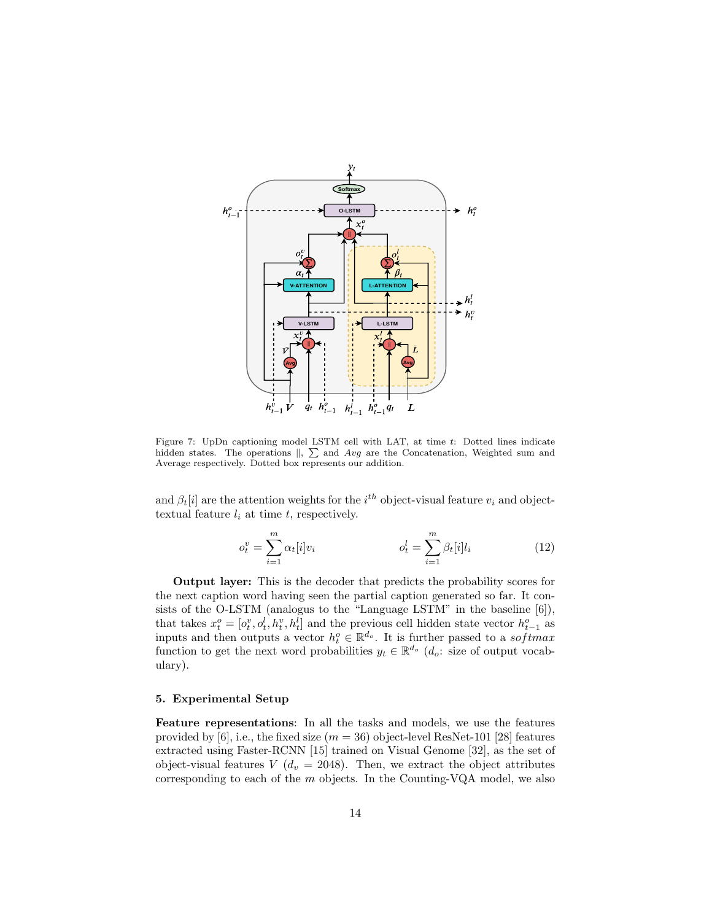Figure 7: UpDn captioning model LSTM cell with LAT, at time $t$: Dotted lines indicate hidden states. The operations $\|$, $\sum$ and $Avg$ are the Concatenation, Weighted sum and Average respectively. Dotted box represents our addition.

and $\beta_t[i]$ are the attention weights for the $i^{th}$ object-visual feature $v_i$ and object-textual feature $l_i$ at time $t$, respectively.

$$o_t^v = \sum_{i=1}^{m} \alpha_t[i] v_i \qquad\qquad o_t^l = \sum_{i=1}^{m} \beta_t[i] l_i \tag{12}$$

**Output layer:** This is the decoder that predicts the probability scores for the next caption word having seen the partial caption generated so far. It consists of the O-LSTM (analogus to the "Language LSTM" in the baseline [6]), that takes $x_t^o = [o_t^v, o_t^l, h_t^v, h_t^l]$ and the previous cell hidden state vector $h_{t-1}^o$ as inputs and then outputs a vector $h_t^o \in \mathbb{R}^{d_o}$. It is further passed to a $softmax$ function to get the next word probabilities $y_t \in \mathbb{R}^{d_o}$ ($d_o$: size of output vocabulary).

## 5. Experimental Setup

**Feature representations**: In all the tasks and models, we use the features provided by [6], i.e., the fixed size ($m = 36$) object-level ResNet-101 [28] features extracted using Faster-RCNN [15] trained on Visual Genome [32], as the set of object-visual features $V$ ($d_v = 2048$). Then, we extract the object attributes corresponding to each of the $m$ objects. In the Counting-VQA model, we also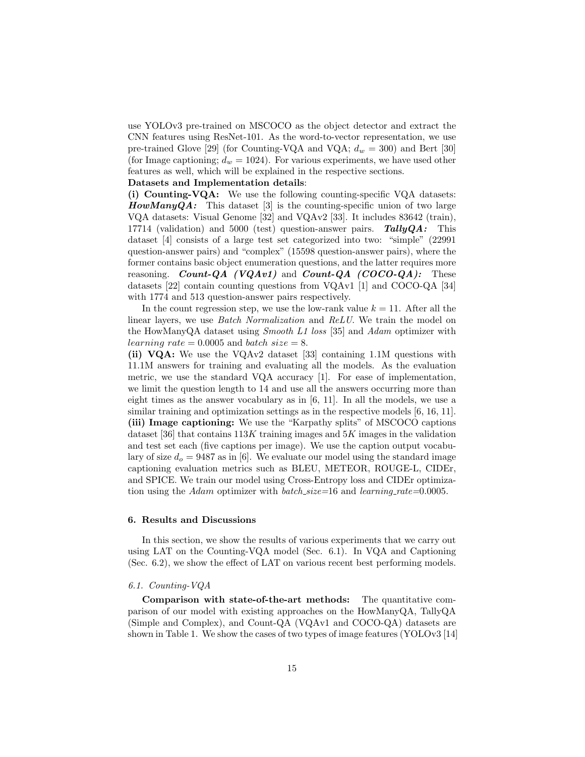use YOLOv3 pre-trained on MSCOCO as the object detector and extract the CNN features using ResNet-101. As the word-to-vector representation, we use pre-trained Glove [29] (for Counting-VQA and VQA; $d_w = 300$) and Bert [30] (for Image captioning; $d_w = 1024$). For various experiments, we have used other features as well, which will be explained in the respective sections.

**Datasets and Implementation details**:

**(i) Counting-VQA:** We use the following counting-specific VQA datasets: ***HowManyQA:*** This dataset [3] is the counting-specific union of two large VQA datasets: Visual Genome [32] and VQAv2 [33]. It includes 83642 (train), 17714 (validation) and 5000 (test) question-answer pairs. ***TallyQA:*** This dataset [4] consists of a large test set categorized into two: "simple" (22991 question-answer pairs) and "complex" (15598 question-answer pairs), where the former contains basic object enumeration questions, and the latter requires more reasoning. ***Count-QA (VQAv1)*** and ***Count-QA (COCO-QA):*** These datasets [22] contain counting questions from VQAv1 [1] and COCO-QA [34] with 1774 and 513 question-answer pairs respectively.

In the count regression step, we use the low-rank value $k = 11$. After all the linear layers, we use *Batch Normalization* and *ReLU*. We train the model on the HowManyQA dataset using *Smooth L1 loss* [35] and *Adam* optimizer with *learning rate* = 0.0005 and *batch size* = 8.

**(ii) VQA:** We use the VQAv2 dataset [33] containing 1.1M questions with 11.1M answers for training and evaluating all the models. As the evaluation metric, we use the standard VQA accuracy [1]. For ease of implementation, we limit the question length to 14 and use all the answers occurring more than eight times as the answer vocabulary as in [6, 11]. In all the models, we use a similar training and optimization settings as in the respective models [6, 16, 11].

**(iii) Image captioning:** We use the "Karpathy splits" of MSCOCO captions dataset [36] that contains $113K$ training images and $5K$ images in the validation and test set each (five captions per image). We use the caption output vocabulary of size $d_o = 9487$ as in [6]. We evaluate our model using the standard image captioning evaluation metrics such as BLEU, METEOR, ROUGE-L, CIDEr, and SPICE. We train our model using Cross-Entropy loss and CIDEr optimization using the *Adam* optimizer with *batch_size*=16 and *learning_rate*=0.0005.

## 6. Results and Discussions

In this section, we show the results of various experiments that we carry out using LAT on the Counting-VQA model (Sec. 6.1). In VQA and Captioning (Sec. 6.2), we show the effect of LAT on various recent best performing models.

### 6.1. Counting-VQA

**Comparison with state-of-the-art methods:** The quantitative comparison of our model with existing approaches on the HowManyQA, TallyQA (Simple and Complex), and Count-QA (VQAv1 and COCO-QA) datasets are shown in Table 1. We show the cases of two types of image features (YOLOv3 [14]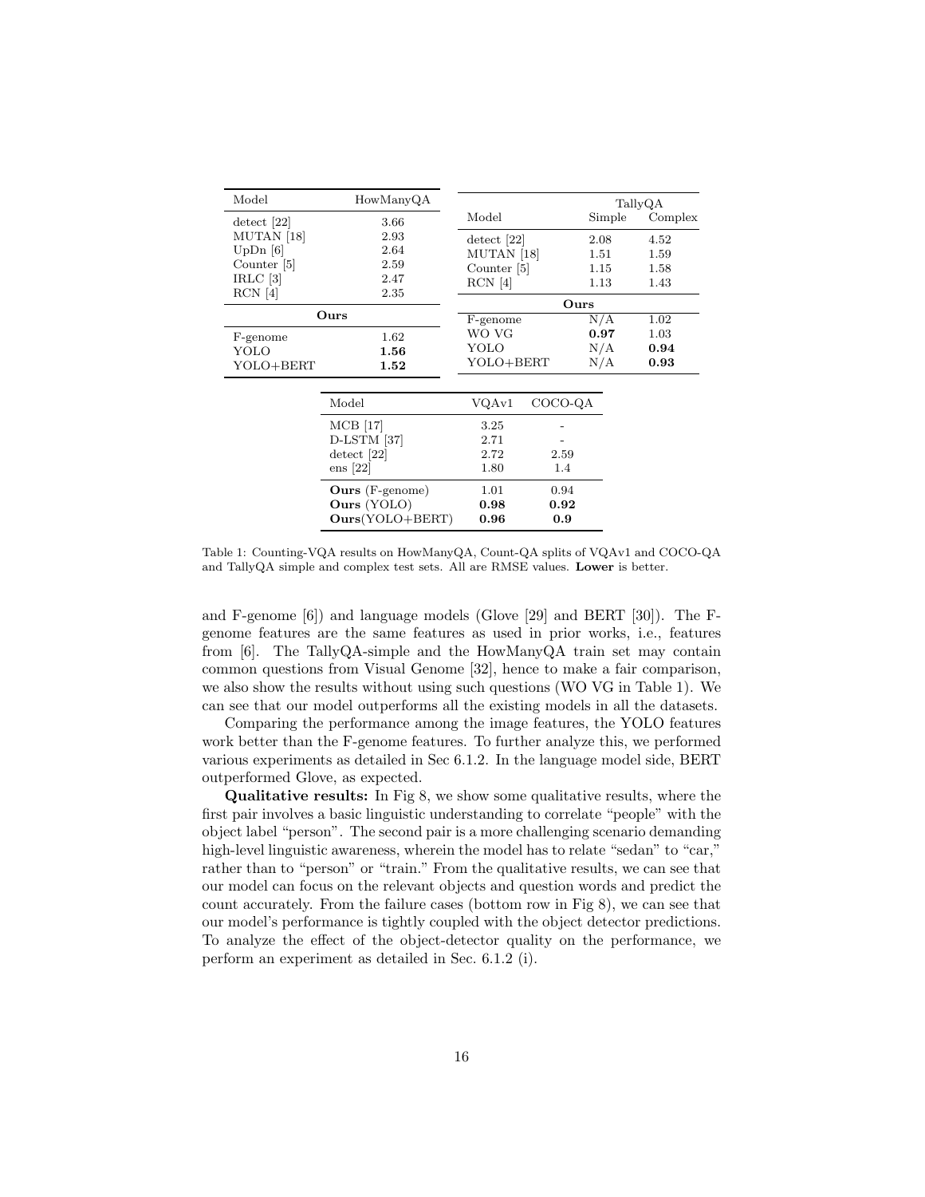| Model | HowManyQA |
|---|---|
| detect [22] | 3.66 |
| MUTAN [18] | 2.93 |
| UpDn [6] | 2.64 |
| Counter [5] | 2.59 |
| IRLC [3] | 2.47 |
| RCN [4] | 2.35 |
| **Ours** | |
| F-genome | 1.62 |
| YOLO | **1.56** |
| YOLO+BERT | **1.52** |

| | TallyQA | |
|---|---|---|
| Model | Simple | Complex |
| detect [22] | 2.08 | 4.52 |
| MUTAN [18] | 1.51 | 1.59 |
| Counter [5] | 1.15 | 1.58 |
| RCN [4] | 1.13 | 1.43 |
| **Ours** | | |
| F-genome | N/A | 1.02 |
| WO VG | **0.97** | 1.03 |
| YOLO | N/A | **0.94** |
| YOLO+BERT | N/A | **0.93** |

| Model | VQAv1 | COCO-QA |
|---|---|---|
| MCB [17] | 3.25 | - |
| D-LSTM [37] | 2.71 | - |
| detect [22] | 2.72 | 2.59 |
| ens [22] | 1.80 | 1.4 |
| **Ours** (F-genome) | 1.01 | 0.94 |
| **Ours** (YOLO) | **0.98** | **0.92** |
| **Ours**(YOLO+BERT) | **0.96** | **0.9** |

Table 1: Counting-VQA results on HowManyQA, Count-QA splits of VQAv1 and COCO-QA and TallyQA simple and complex test sets. All are RMSE values. **Lower** is better.

and F-genome [6]) and language models (Glove [29] and BERT [30]). The F-genome features are the same features as used in prior works, i.e., features from [6]. The TallyQA-simple and the HowManyQA train set may contain common questions from Visual Genome [32], hence to make a fair comparison, we also show the results without using such questions (WO VG in Table 1). We can see that our model outperforms all the existing models in all the datasets.

Comparing the performance among the image features, the YOLO features work better than the F-genome features. To further analyze this, we performed various experiments as detailed in Sec 6.1.2. In the language model side, BERT outperformed Glove, as expected.

**Qualitative results:** In Fig 8, we show some qualitative results, where the first pair involves a basic linguistic understanding to correlate "people" with the object label "person". The second pair is a more challenging scenario demanding high-level linguistic awareness, wherein the model has to relate "sedan" to "car," rather than to "person" or "train." From the qualitative results, we can see that our model can focus on the relevant objects and question words and predict the count accurately. From the failure cases (bottom row in Fig 8), we can see that our model's performance is tightly coupled with the object detector predictions. To analyze the effect of the object-detector quality on the performance, we perform an experiment as detailed in Sec. 6.1.2 (i).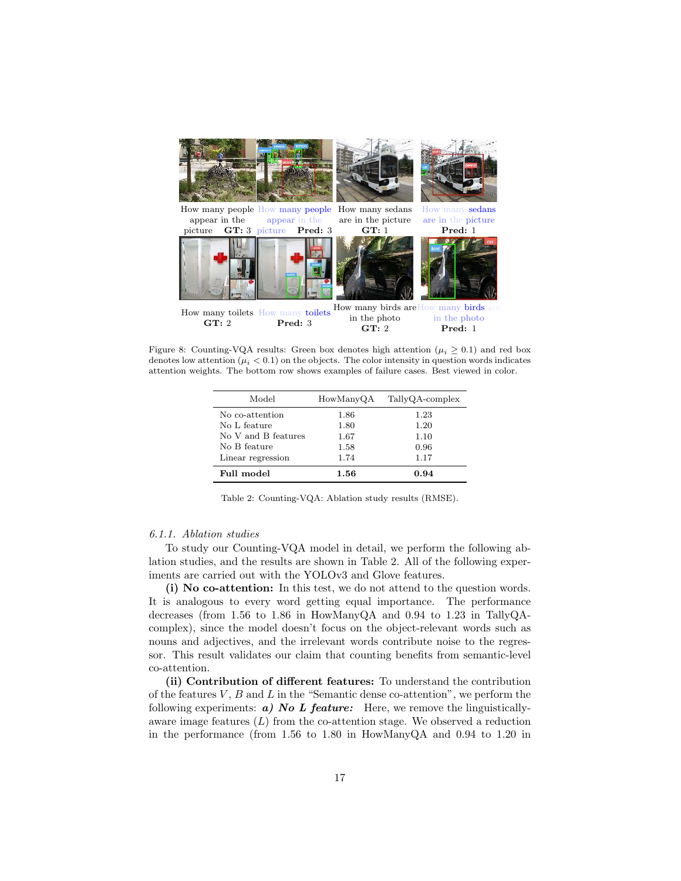How many people appear in the picture **GT:** 3 | How many people appear in the picture **Pred:** 3 | How many sedans are in the picture **GT:** 1 | How many sedans are in the picture **Pred:** 1

How many toilets **GT:** 2 | How many toilets **Pred:** 3 | How many birds are in the photo **GT:** 2 | How many birds are in the photo **Pred:** 1

Figure 8: Counting-VQA results: Green box denotes high attention ($\mu_i \geq 0.1$) and red box denotes low attention ($\mu_i < 0.1$) on the objects. The color intensity in question words indicates attention weights. The bottom row shows examples of failure cases. Best viewed in color.

| Model | HowManyQA | TallyQA-complex |
|---|---|---|
| No co-attention | 1.86 | 1.23 |
| No L feature | 1.80 | 1.20 |
| No V and B features | 1.67 | 1.10 |
| No B feature | 1.58 | 0.96 |
| Linear regression | 1.74 | 1.17 |
| **Full model** | **1.56** | **0.94** |

Table 2: Counting-VQA: Ablation study results (RMSE).

#### *6.1.1. Ablation studies*

To study our Counting-VQA model in detail, we perform the following ablation studies, and the results are shown in Table 2. All of the following experiments are carried out with the YOLOv3 and Glove features.

**(i) No co-attention:** In this test, we do not attend to the question words. It is analogous to every word getting equal importance. The performance decreases (from 1.56 to 1.86 in HowManyQA and 0.94 to 1.23 in TallyQA-complex), since the model doesn't focus on the object-relevant words such as nouns and adjectives, and the irrelevant words contribute noise to the regressor. This result validates our claim that counting benefits from semantic-level co-attention.

**(ii) Contribution of different features:** To understand the contribution of the features $V$, $B$ and $L$ in the "Semantic dense co-attention", we perform the following experiments: ***a) No L feature:*** Here, we remove the linguistically-aware image features ($L$) from the co-attention stage. We observed a reduction in the performance (from 1.56 to 1.80 in HowManyQA and 0.94 to 1.20 in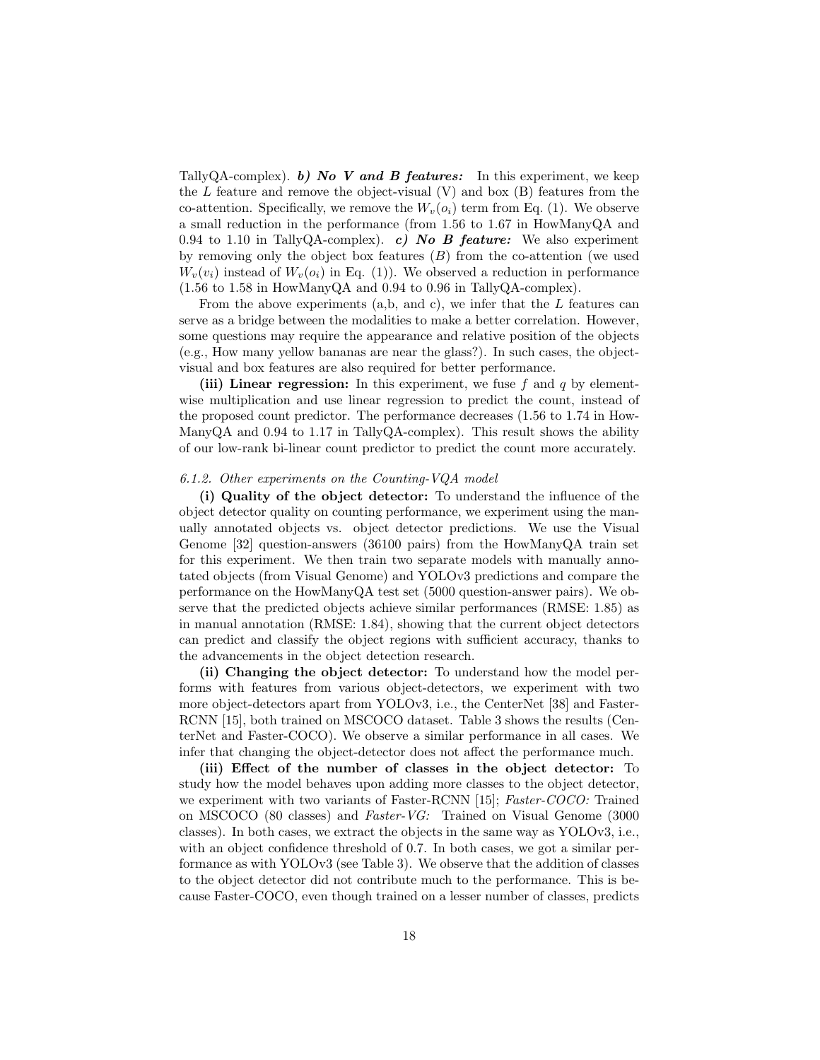TallyQA-complex). ***b) No V and B features:*** In this experiment, we keep the $L$ feature and remove the object-visual (V) and box (B) features from the co-attention. Specifically, we remove the $W_v(o_i)$ term from Eq. (1). We observe a small reduction in the performance (from 1.56 to 1.67 in HowManyQA and 0.94 to 1.10 in TallyQA-complex). ***c) No B feature:*** We also experiment by removing only the object box features ($B$) from the co-attention (we used $W_v(v_i)$ instead of $W_v(o_i)$ in Eq. (1)). We observed a reduction in performance (1.56 to 1.58 in HowManyQA and 0.94 to 0.96 in TallyQA-complex).

From the above experiments (a,b, and c), we infer that the $L$ features can serve as a bridge between the modalities to make a better correlation. However, some questions may require the appearance and relative position of the objects (e.g., How many yellow bananas are near the glass?). In such cases, the object-visual and box features are also required for better performance.

**(iii) Linear regression:** In this experiment, we fuse $f$ and $q$ by element-wise multiplication and use linear regression to predict the count, instead of the proposed count predictor. The performance decreases (1.56 to 1.74 in HowManyQA and 0.94 to 1.17 in TallyQA-complex). This result shows the ability of our low-rank bi-linear count predictor to predict the count more accurately.

*6.1.2. Other experiments on the Counting-VQA model*

**(i) Quality of the object detector:** To understand the influence of the object detector quality on counting performance, we experiment using the manually annotated objects vs. object detector predictions. We use the Visual Genome [32] question-answers (36100 pairs) from the HowManyQA train set for this experiment. We then train two separate models with manually annotated objects (from Visual Genome) and YOLOv3 predictions and compare the performance on the HowManyQA test set (5000 question-answer pairs). We observe that the predicted objects achieve similar performances (RMSE: 1.85) as in manual annotation (RMSE: 1.84), showing that the current object detectors can predict and classify the object regions with sufficient accuracy, thanks to the advancements in the object detection research.

**(ii) Changing the object detector:** To understand how the model performs with features from various object-detectors, we experiment with two more object-detectors apart from YOLOv3, i.e., the CenterNet [38] and Faster-RCNN [15], both trained on MSCOCO dataset. Table 3 shows the results (CenterNet and Faster-COCO). We observe a similar performance in all cases. We infer that changing the object-detector does not affect the performance much.

**(iii) Effect of the number of classes in the object detector:** To study how the model behaves upon adding more classes to the object detector, we experiment with two variants of Faster-RCNN [15]; *Faster-COCO:* Trained on MSCOCO (80 classes) and *Faster-VG:* Trained on Visual Genome (3000 classes). In both cases, we extract the objects in the same way as YOLOv3, i.e., with an object confidence threshold of 0.7. In both cases, we got a similar performance as with YOLOv3 (see Table 3). We observe that the addition of classes to the object detector did not contribute much to the performance. This is because Faster-COCO, even though trained on a lesser number of classes, predicts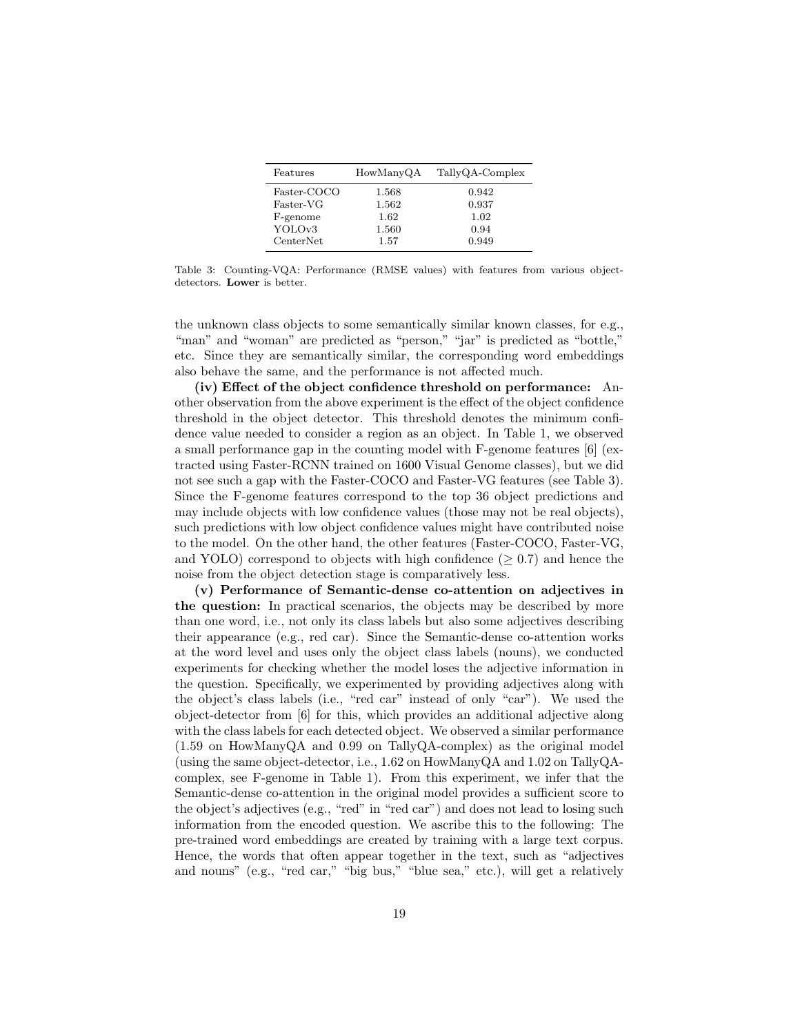| Features | HowManyQA | TallyQA-Complex |
|---|---|---|
| Faster-COCO | 1.568 | 0.942 |
| Faster-VG | 1.562 | 0.937 |
| F-genome | 1.62 | 1.02 |
| YOLOv3 | 1.560 | 0.94 |
| CenterNet | 1.57 | 0.949 |

Table 3: Counting-VQA: Performance (RMSE values) with features from various object-detectors. **Lower** is better.

the unknown class objects to some semantically similar known classes, for e.g., "man" and "woman" are predicted as "person," "jar" is predicted as "bottle," etc. Since they are semantically similar, the corresponding word embeddings also behave the same, and the performance is not affected much.

**(iv) Effect of the object confidence threshold on performance:** Another observation from the above experiment is the effect of the object confidence threshold in the object detector. This threshold denotes the minimum confidence value needed to consider a region as an object. In Table 1, we observed a small performance gap in the counting model with F-genome features [6] (extracted using Faster-RCNN trained on 1600 Visual Genome classes), but we did not see such a gap with the Faster-COCO and Faster-VG features (see Table 3). Since the F-genome features correspond to the top 36 object predictions and may include objects with low confidence values (those may not be real objects), such predictions with low object confidence values might have contributed noise to the model. On the other hand, the other features (Faster-COCO, Faster-VG, and YOLO) correspond to objects with high confidence ($\geq 0.7$) and hence the noise from the object detection stage is comparatively less.

**(v) Performance of Semantic-dense co-attention on adjectives in the question:** In practical scenarios, the objects may be described by more than one word, i.e., not only its class labels but also some adjectives describing their appearance (e.g., red car). Since the Semantic-dense co-attention works at the word level and uses only the object class labels (nouns), we conducted experiments for checking whether the model loses the adjective information in the question. Specifically, we experimented by providing adjectives along with the object's class labels (i.e., "red car" instead of only "car"). We used the object-detector from [6] for this, which provides an additional adjective along with the class labels for each detected object. We observed a similar performance (1.59 on HowManyQA and 0.99 on TallyQA-complex) as the original model (using the same object-detector, i.e., 1.62 on HowManyQA and 1.02 on TallyQA-complex, see F-genome in Table 1). From this experiment, we infer that the Semantic-dense co-attention in the original model provides a sufficient score to the object's adjectives (e.g., "red" in "red car") and does not lead to losing such information from the encoded question. We ascribe this to the following: The pre-trained word embeddings are created by training with a large text corpus. Hence, the words that often appear together in the text, such as "adjectives and nouns" (e.g., "red car," "big bus," "blue sea," etc.), will get a relatively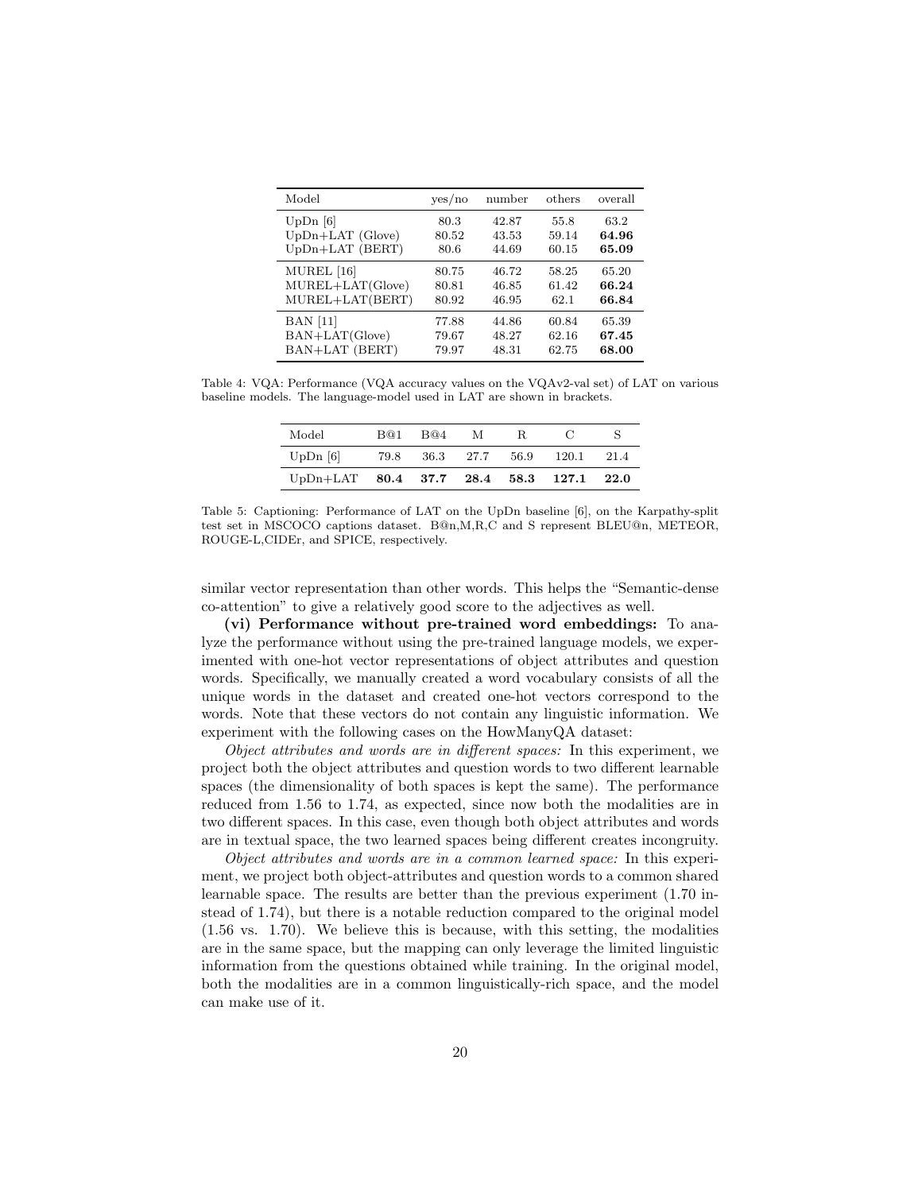| Model | yes/no | number | others | overall |
| --- | --- | --- | --- | --- |
| UpDn [6] | 80.3 | 42.87 | 55.8 | 63.2 |
| UpDn+LAT (Glove) | 80.52 | 43.53 | 59.14 | **64.96** |
| UpDn+LAT (BERT) | 80.6 | 44.69 | 60.15 | **65.09** |
| MUREL [16] | 80.75 | 46.72 | 58.25 | 65.20 |
| MUREL+LAT(Glove) | 80.81 | 46.85 | 61.42 | **66.24** |
| MUREL+LAT(BERT) | 80.92 | 46.95 | 62.1 | **66.84** |
| BAN [11] | 77.88 | 44.86 | 60.84 | 65.39 |
| BAN+LAT(Glove) | 79.67 | 48.27 | 62.16 | **67.45** |
| BAN+LAT (BERT) | 79.97 | 48.31 | 62.75 | **68.00** |

Table 4: VQA: Performance (VQA accuracy values on the VQAv2-val set) of LAT on various baseline models. The language-model used in LAT are shown in brackets.

| Model | B@1 | B@4 | M | R | C | S |
| --- | --- | --- | --- | --- | --- | --- |
| UpDn [6] | 79.8 | 36.3 | 27.7 | 56.9 | 120.1 | 21.4 |
| UpDn+LAT | **80.4** | **37.7** | **28.4** | **58.3** | **127.1** | **22.0** |

Table 5: Captioning: Performance of LAT on the UpDn baseline [6], on the Karpathy-split test set in MSCOCO captions dataset. B@n,M,R,C and S represent BLEU@n, METEOR, ROUGE-L,CIDEr, and SPICE, respectively.

similar vector representation than other words. This helps the "Semantic-dense co-attention" to give a relatively good score to the adjectives as well.

**(vi) Performance without pre-trained word embeddings:** To analyze the performance without using the pre-trained language models, we experimented with one-hot vector representations of object attributes and question words. Specifically, we manually created a word vocabulary consists of all the unique words in the dataset and created one-hot vectors correspond to the words. Note that these vectors do not contain any linguistic information. We experiment with the following cases on the HowManyQA dataset:

*Object attributes and words are in different spaces:* In this experiment, we project both the object attributes and question words to two different learnable spaces (the dimensionality of both spaces is kept the same). The performance reduced from 1.56 to 1.74, as expected, since now both the modalities are in two different spaces. In this case, even though both object attributes and words are in textual space, the two learned spaces being different creates incongruity.

*Object attributes and words are in a common learned space:* In this experiment, we project both object-attributes and question words to a common shared learnable space. The results are better than the previous experiment (1.70 instead of 1.74), but there is a notable reduction compared to the original model (1.56 vs. 1.70). We believe this is because, with this setting, the modalities are in the same space, but the mapping can only leverage the limited linguistic information from the questions obtained while training. In the original model, both the modalities are in a common linguistically-rich space, and the model can make use of it.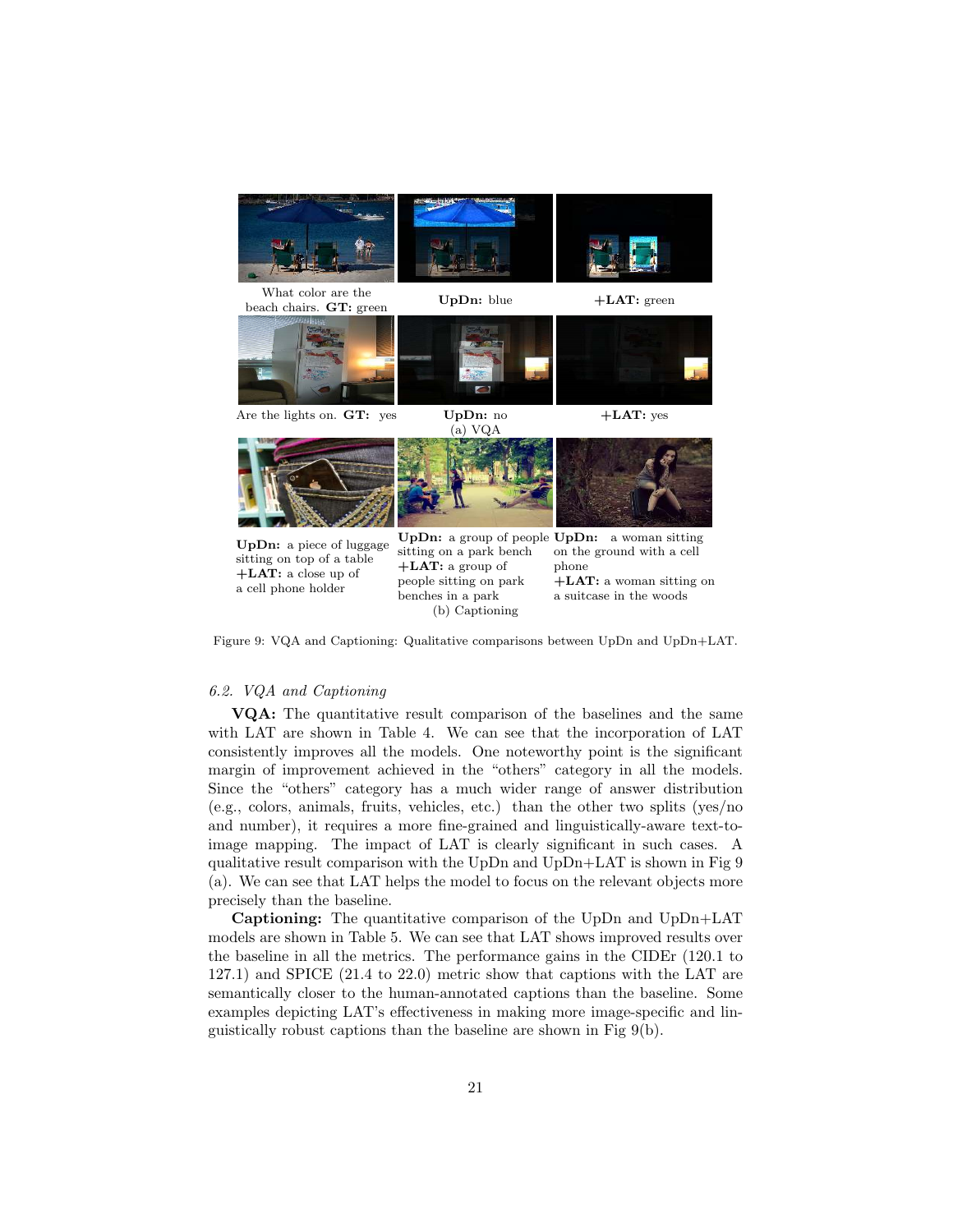What color are the beach chairs. **GT:** green

**UpDn:** blue

**+LAT:** green

Are the lights on. **GT:** yes

**UpDn:** no

**+LAT:** yes

(a) VQA

**UpDn:** a piece of luggage sitting on top of a table
**+LAT:** a close up of a cell phone holder

**UpDn:** a group of people sitting on a park bench
**+LAT:** a group of people sitting on park benches in a park

**UpDn:** a woman sitting on the ground with a cell phone
**+LAT:** a woman sitting on a suitcase in the woods

(b) Captioning

Figure 9: VQA and Captioning: Qualitative comparisons between UpDn and UpDn+LAT.

### *6.2. VQA and Captioning*

**VQA:** The quantitative result comparison of the baselines and the same with LAT are shown in Table 4. We can see that the incorporation of LAT consistently improves all the models. One noteworthy point is the significant margin of improvement achieved in the "others" category in all the models. Since the "others" category has a much wider range of answer distribution (e.g., colors, animals, fruits, vehicles, etc.) than the other two splits (yes/no and number), it requires a more fine-grained and linguistically-aware text-to-image mapping. The impact of LAT is clearly significant in such cases. A qualitative result comparison with the UpDn and UpDn+LAT is shown in Fig 9 (a). We can see that LAT helps the model to focus on the relevant objects more precisely than the baseline.

**Captioning:** The quantitative comparison of the UpDn and UpDn+LAT models are shown in Table 5. We can see that LAT shows improved results over the baseline in all the metrics. The performance gains in the CIDEr (120.1 to 127.1) and SPICE (21.4 to 22.0) metric show that captions with the LAT are semantically closer to the human-annotated captions than the baseline. Some examples depicting LAT's effectiveness in making more image-specific and linguistically robust captions than the baseline are shown in Fig 9(b).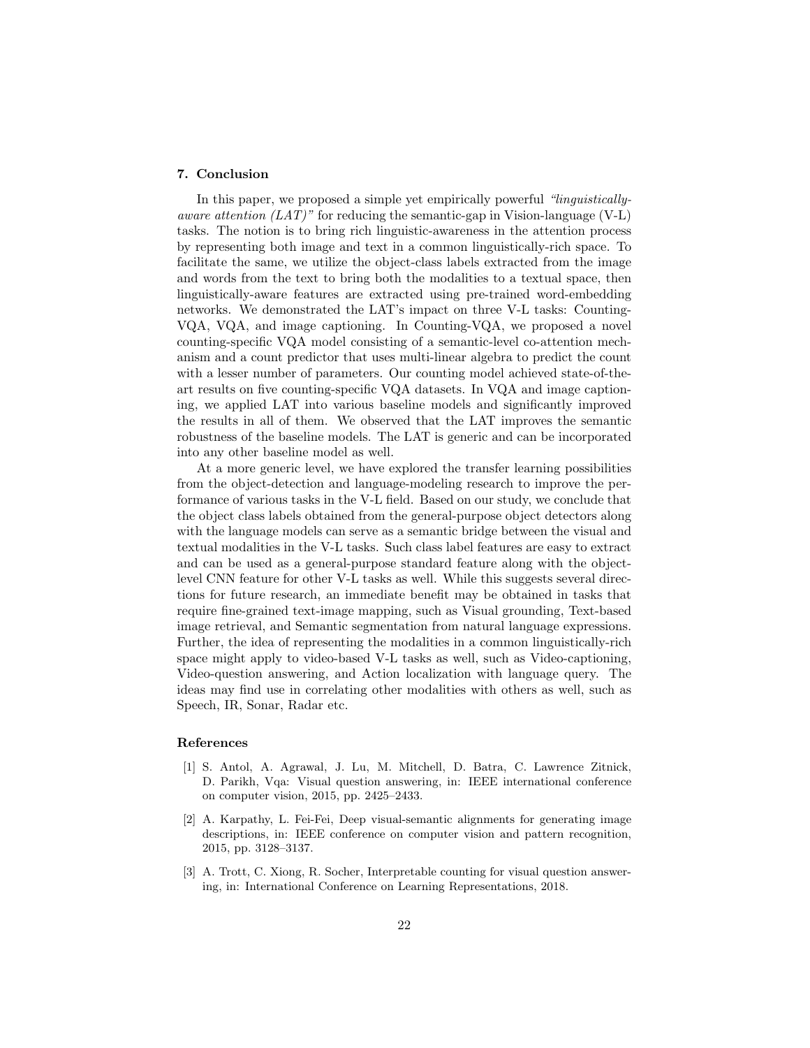## 7. Conclusion

In this paper, we proposed a simple yet empirically powerful *"linguistically-aware attention (LAT)"* for reducing the semantic-gap in Vision-language (V-L) tasks. The notion is to bring rich linguistic-awareness in the attention process by representing both image and text in a common linguistically-rich space. To facilitate the same, we utilize the object-class labels extracted from the image and words from the text to bring both the modalities to a textual space, then linguistically-aware features are extracted using pre-trained word-embedding networks. We demonstrated the LAT's impact on three V-L tasks: Counting-VQA, VQA, and image captioning. In Counting-VQA, we proposed a novel counting-specific VQA model consisting of a semantic-level co-attention mechanism and a count predictor that uses multi-linear algebra to predict the count with a lesser number of parameters. Our counting model achieved state-of-the-art results on five counting-specific VQA datasets. In VQA and image captioning, we applied LAT into various baseline models and significantly improved the results in all of them. We observed that the LAT improves the semantic robustness of the baseline models. The LAT is generic and can be incorporated into any other baseline model as well.

At a more generic level, we have explored the transfer learning possibilities from the object-detection and language-modeling research to improve the performance of various tasks in the V-L field. Based on our study, we conclude that the object class labels obtained from the general-purpose object detectors along with the language models can serve as a semantic bridge between the visual and textual modalities in the V-L tasks. Such class label features are easy to extract and can be used as a general-purpose standard feature along with the object-level CNN feature for other V-L tasks as well. While this suggests several directions for future research, an immediate benefit may be obtained in tasks that require fine-grained text-image mapping, such as Visual grounding, Text-based image retrieval, and Semantic segmentation from natural language expressions. Further, the idea of representing the modalities in a common linguistically-rich space might apply to video-based V-L tasks as well, such as Video-captioning, Video-question answering, and Action localization with language query. The ideas may find use in correlating other modalities with others as well, such as Speech, IR, Sonar, Radar etc.

## References

[1] S. Antol, A. Agrawal, J. Lu, M. Mitchell, D. Batra, C. Lawrence Zitnick, D. Parikh, Vqa: Visual question answering, in: IEEE international conference on computer vision, 2015, pp. 2425–2433.

[2] A. Karpathy, L. Fei-Fei, Deep visual-semantic alignments for generating image descriptions, in: IEEE conference on computer vision and pattern recognition, 2015, pp. 3128–3137.

[3] A. Trott, C. Xiong, R. Socher, Interpretable counting for visual question answering, in: International Conference on Learning Representations, 2018.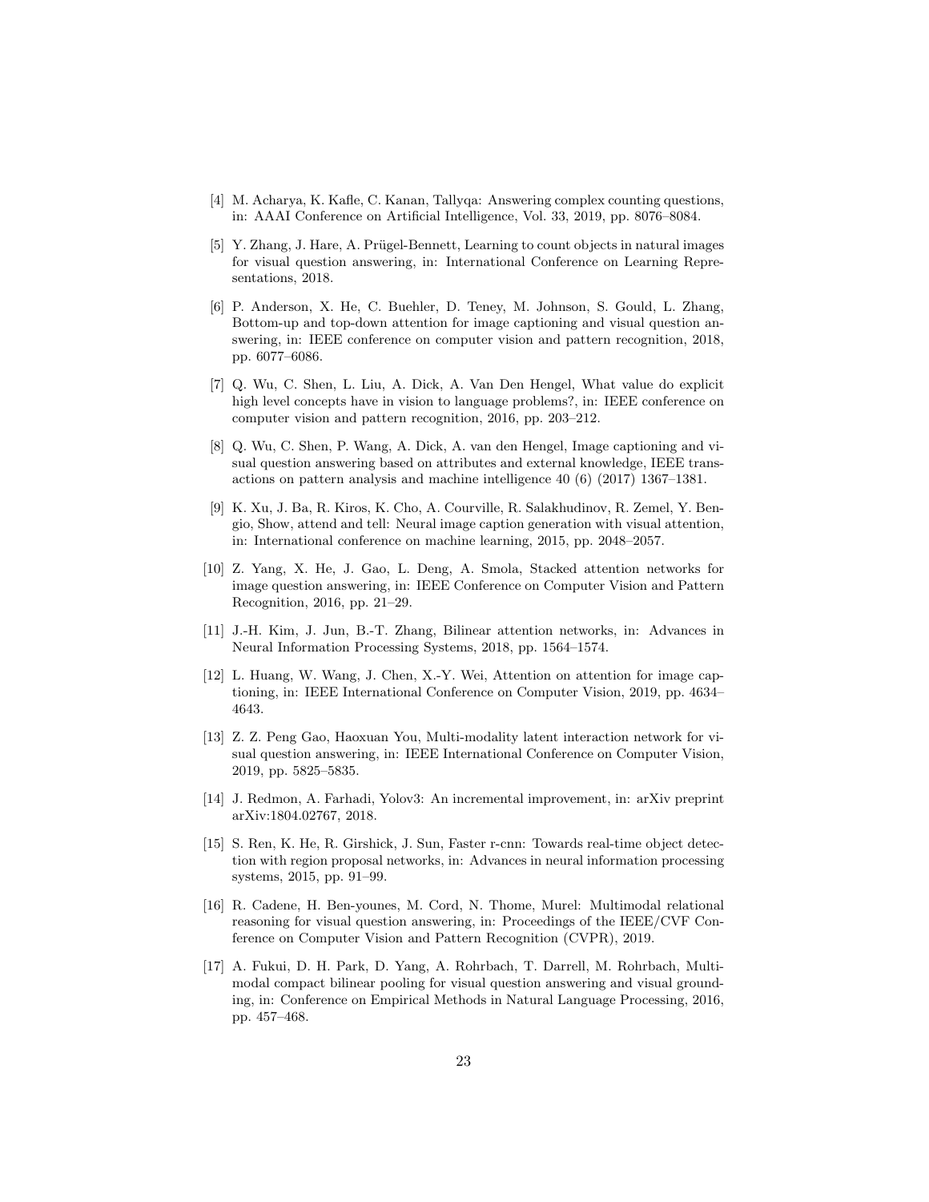[4] M. Acharya, K. Kafle, C. Kanan, Tallyqa: Answering complex counting questions, in: AAAI Conference on Artificial Intelligence, Vol. 33, 2019, pp. 8076–8084.

[5] Y. Zhang, J. Hare, A. Prügel-Bennett, Learning to count objects in natural images for visual question answering, in: International Conference on Learning Representations, 2018.

[6] P. Anderson, X. He, C. Buehler, D. Teney, M. Johnson, S. Gould, L. Zhang, Bottom-up and top-down attention for image captioning and visual question answering, in: IEEE conference on computer vision and pattern recognition, 2018, pp. 6077–6086.

[7] Q. Wu, C. Shen, L. Liu, A. Dick, A. Van Den Hengel, What value do explicit high level concepts have in vision to language problems?, in: IEEE conference on computer vision and pattern recognition, 2016, pp. 203–212.

[8] Q. Wu, C. Shen, P. Wang, A. Dick, A. van den Hengel, Image captioning and visual question answering based on attributes and external knowledge, IEEE transactions on pattern analysis and machine intelligence 40 (6) (2017) 1367–1381.

[9] K. Xu, J. Ba, R. Kiros, K. Cho, A. Courville, R. Salakhudinov, R. Zemel, Y. Bengio, Show, attend and tell: Neural image caption generation with visual attention, in: International conference on machine learning, 2015, pp. 2048–2057.

[10] Z. Yang, X. He, J. Gao, L. Deng, A. Smola, Stacked attention networks for image question answering, in: IEEE Conference on Computer Vision and Pattern Recognition, 2016, pp. 21–29.

[11] J.-H. Kim, J. Jun, B.-T. Zhang, Bilinear attention networks, in: Advances in Neural Information Processing Systems, 2018, pp. 1564–1574.

[12] L. Huang, W. Wang, J. Chen, X.-Y. Wei, Attention on attention for image captioning, in: IEEE International Conference on Computer Vision, 2019, pp. 4634–4643.

[13] Z. Z. Peng Gao, Haoxuan You, Multi-modality latent interaction network for visual question answering, in: IEEE International Conference on Computer Vision, 2019, pp. 5825–5835.

[14] J. Redmon, A. Farhadi, Yolov3: An incremental improvement, in: arXiv preprint arXiv:1804.02767, 2018.

[15] S. Ren, K. He, R. Girshick, J. Sun, Faster r-cnn: Towards real-time object detection with region proposal networks, in: Advances in neural information processing systems, 2015, pp. 91–99.

[16] R. Cadene, H. Ben-younes, M. Cord, N. Thome, Murel: Multimodal relational reasoning for visual question answering, in: Proceedings of the IEEE/CVF Conference on Computer Vision and Pattern Recognition (CVPR), 2019.

[17] A. Fukui, D. H. Park, D. Yang, A. Rohrbach, T. Darrell, M. Rohrbach, Multimodal compact bilinear pooling for visual question answering and visual grounding, in: Conference on Empirical Methods in Natural Language Processing, 2016, pp. 457–468.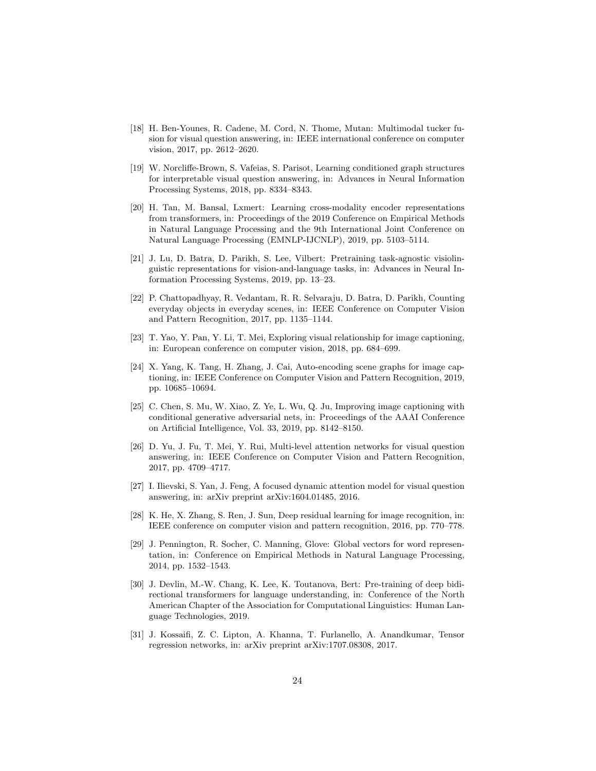[18] H. Ben-Younes, R. Cadene, M. Cord, N. Thome, Mutan: Multimodal tucker fusion for visual question answering, in: IEEE international conference on computer vision, 2017, pp. 2612–2620.

[19] W. Norcliffe-Brown, S. Vafeias, S. Parisot, Learning conditioned graph structures for interpretable visual question answering, in: Advances in Neural Information Processing Systems, 2018, pp. 8334–8343.

[20] H. Tan, M. Bansal, Lxmert: Learning cross-modality encoder representations from transformers, in: Proceedings of the 2019 Conference on Empirical Methods in Natural Language Processing and the 9th International Joint Conference on Natural Language Processing (EMNLP-IJCNLP), 2019, pp. 5103–5114.

[21] J. Lu, D. Batra, D. Parikh, S. Lee, Vilbert: Pretraining task-agnostic visiolinguistic representations for vision-and-language tasks, in: Advances in Neural Information Processing Systems, 2019, pp. 13–23.

[22] P. Chattopadhyay, R. Vedantam, R. R. Selvaraju, D. Batra, D. Parikh, Counting everyday objects in everyday scenes, in: IEEE Conference on Computer Vision and Pattern Recognition, 2017, pp. 1135–1144.

[23] T. Yao, Y. Pan, Y. Li, T. Mei, Exploring visual relationship for image captioning, in: European conference on computer vision, 2018, pp. 684–699.

[24] X. Yang, K. Tang, H. Zhang, J. Cai, Auto-encoding scene graphs for image captioning, in: IEEE Conference on Computer Vision and Pattern Recognition, 2019, pp. 10685–10694.

[25] C. Chen, S. Mu, W. Xiao, Z. Ye, L. Wu, Q. Ju, Improving image captioning with conditional generative adversarial nets, in: Proceedings of the AAAI Conference on Artificial Intelligence, Vol. 33, 2019, pp. 8142–8150.

[26] D. Yu, J. Fu, T. Mei, Y. Rui, Multi-level attention networks for visual question answering, in: IEEE Conference on Computer Vision and Pattern Recognition, 2017, pp. 4709–4717.

[27] I. Ilievski, S. Yan, J. Feng, A focused dynamic attention model for visual question answering, in: arXiv preprint arXiv:1604.01485, 2016.

[28] K. He, X. Zhang, S. Ren, J. Sun, Deep residual learning for image recognition, in: IEEE conference on computer vision and pattern recognition, 2016, pp. 770–778.

[29] J. Pennington, R. Socher, C. Manning, Glove: Global vectors for word representation, in: Conference on Empirical Methods in Natural Language Processing, 2014, pp. 1532–1543.

[30] J. Devlin, M.-W. Chang, K. Lee, K. Toutanova, Bert: Pre-training of deep bidirectional transformers for language understanding, in: Conference of the North American Chapter of the Association for Computational Linguistics: Human Language Technologies, 2019.

[31] J. Kossaifi, Z. C. Lipton, A. Khanna, T. Furlanello, A. Anandkumar, Tensor regression networks, in: arXiv preprint arXiv:1707.08308, 2017.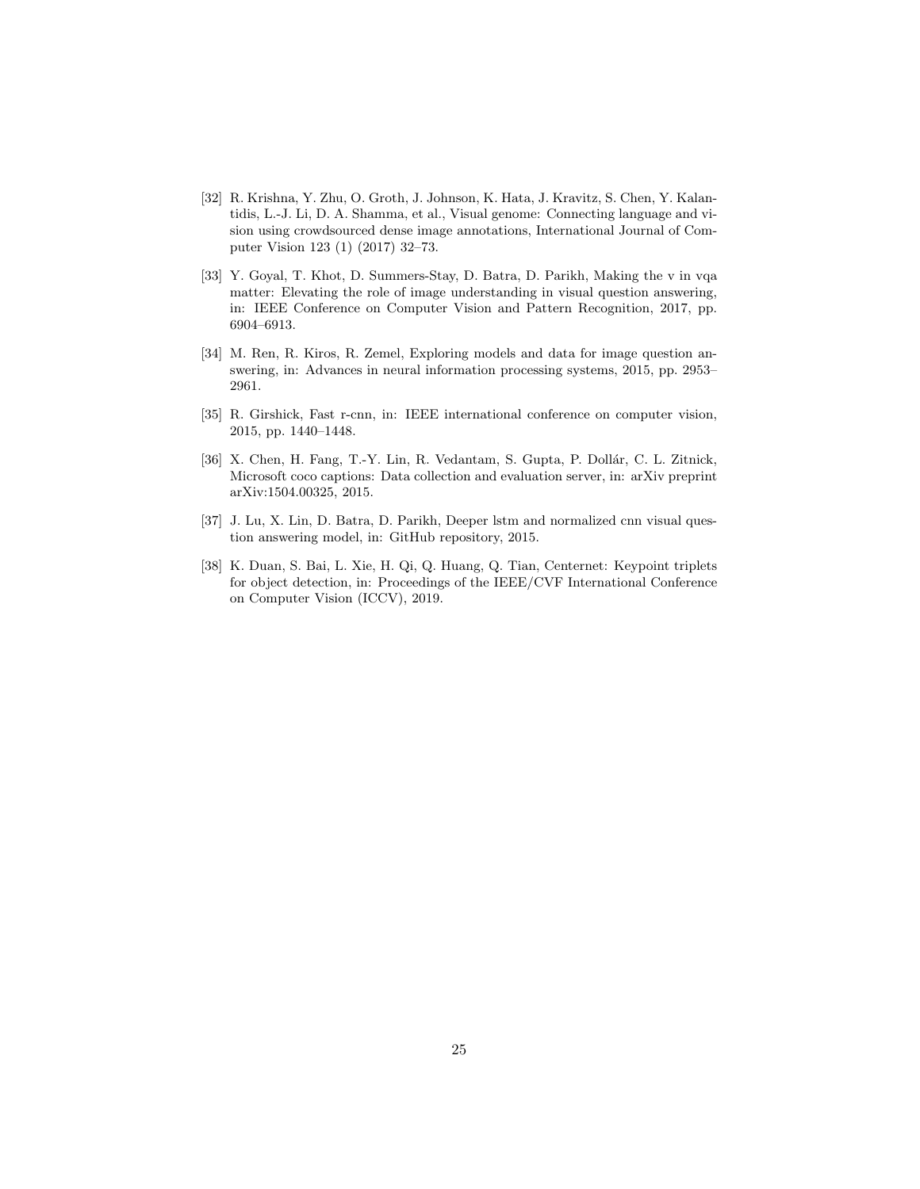[32] R. Krishna, Y. Zhu, O. Groth, J. Johnson, K. Hata, J. Kravitz, S. Chen, Y. Kalantidis, L.-J. Li, D. A. Shamma, et al., Visual genome: Connecting language and vision using crowdsourced dense image annotations, International Journal of Computer Vision 123 (1) (2017) 32–73.

[33] Y. Goyal, T. Khot, D. Summers-Stay, D. Batra, D. Parikh, Making the v in vqa matter: Elevating the role of image understanding in visual question answering, in: IEEE Conference on Computer Vision and Pattern Recognition, 2017, pp. 6904–6913.

[34] M. Ren, R. Kiros, R. Zemel, Exploring models and data for image question answering, in: Advances in neural information processing systems, 2015, pp. 2953–2961.

[35] R. Girshick, Fast r-cnn, in: IEEE international conference on computer vision, 2015, pp. 1440–1448.

[36] X. Chen, H. Fang, T.-Y. Lin, R. Vedantam, S. Gupta, P. Dollár, C. L. Zitnick, Microsoft coco captions: Data collection and evaluation server, in: arXiv preprint arXiv:1504.00325, 2015.

[37] J. Lu, X. Lin, D. Batra, D. Parikh, Deeper lstm and normalized cnn visual question answering model, in: GitHub repository, 2015.

[38] K. Duan, S. Bai, L. Xie, H. Qi, Q. Huang, Q. Tian, Centernet: Keypoint triplets for object detection, in: Proceedings of the IEEE/CVF International Conference on Computer Vision (ICCV), 2019.